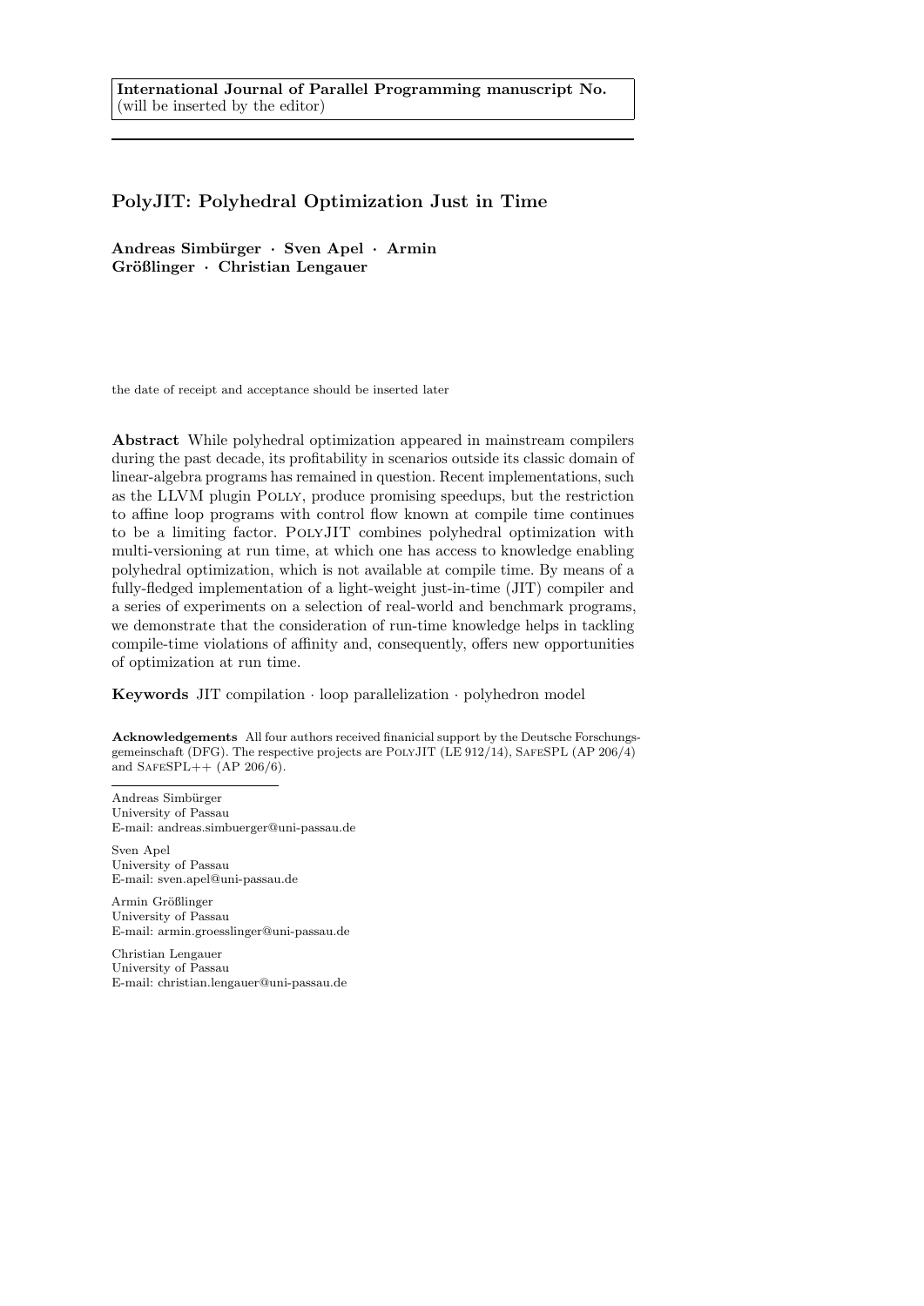**International Journal of Parallel Programming manuscript No.**
(will be inserted by the editor)

# PolyJIT: Polyhedral Optimization Just in Time

**Andreas Simbürger · Sven Apel · Armin Größlinger · Christian Lengauer**

the date of receipt and acceptance should be inserted later

**Abstract** While polyhedral optimization appeared in mainstream compilers during the past decade, its profitability in scenarios outside its classic domain of linear-algebra programs has remained in question. Recent implementations, such as the LLVM plugin Polly, produce promising speedups, but the restriction to affine loop programs with control flow known at compile time continues to be a limiting factor. PolyJIT combines polyhedral optimization with multi-versioning at run time, at which one has access to knowledge enabling polyhedral optimization, which is not available at compile time. By means of a fully-fledged implementation of a light-weight just-in-time (JIT) compiler and a series of experiments on a selection of real-world and benchmark programs, we demonstrate that the consideration of run-time knowledge helps in tackling compile-time violations of affinity and, consequently, offers new opportunities of optimization at run time.

**Keywords** JIT compilation · loop parallelization · polyhedron model

**Acknowledgements** All four authors received finanicial support by the Deutsche Forschungsgemeinschaft (DFG). The respective projects are PolyJIT (LE 912/14), SafeSPL (AP 206/4) and SafeSPL++ (AP 206/6).

Andreas Simbürger
University of Passau
E-mail: andreas.simbuerger@uni-passau.de

Sven Apel
University of Passau
E-mail: sven.apel@uni-passau.de

Armin Größlinger
University of Passau
E-mail: armin.groesslinger@uni-passau.de

Christian Lengauer
University of Passau
E-mail: christian.lengauer@uni-passau.de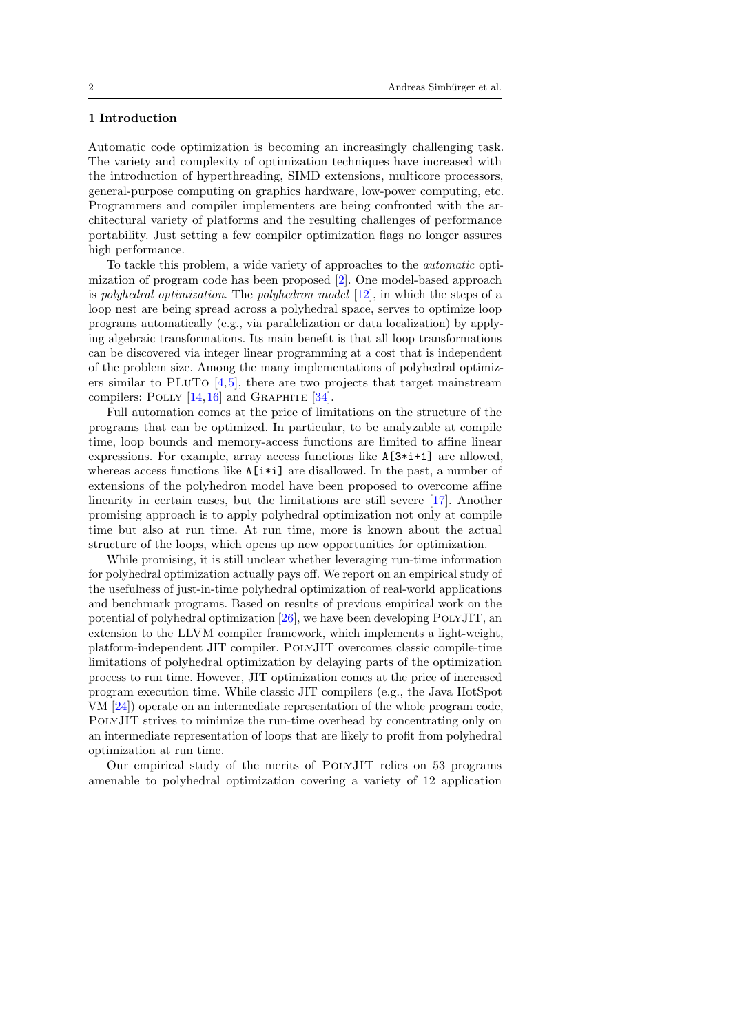## 1 Introduction

Automatic code optimization is becoming an increasingly challenging task. The variety and complexity of optimization techniques have increased with the introduction of hyperthreading, SIMD extensions, multicore processors, general-purpose computing on graphics hardware, low-power computing, etc. Programmers and compiler implementers are being confronted with the architectural variety of platforms and the resulting challenges of performance portability. Just setting a few compiler optimization flags no longer assures high performance.

To tackle this problem, a wide variety of approaches to the *automatic* optimization of program code has been proposed [2]. One model-based approach is *polyhedral optimization*. The *polyhedron model* [12], in which the steps of a loop nest are being spread across a polyhedral space, serves to optimize loop programs automatically (e.g., via parallelization or data localization) by applying algebraic transformations. Its main benefit is that all loop transformations can be discovered via integer linear programming at a cost that is independent of the problem size. Among the many implementations of polyhedral optimizers similar to PLuTo [4,5], there are two projects that target mainstream compilers: Polly [14,16] and Graphite [34].

Full automation comes at the price of limitations on the structure of the programs that can be optimized. In particular, to be analyzable at compile time, loop bounds and memory-access functions are limited to affine linear expressions. For example, array access functions like `A[3*i+1]` are allowed, whereas access functions like `A[i*i]` are disallowed. In the past, a number of extensions of the polyhedron model have been proposed to overcome affine linearity in certain cases, but the limitations are still severe [17]. Another promising approach is to apply polyhedral optimization not only at compile time but also at run time. At run time, more is known about the actual structure of the loops, which opens up new opportunities for optimization.

While promising, it is still unclear whether leveraging run-time information for polyhedral optimization actually pays off. We report on an empirical study of the usefulness of just-in-time polyhedral optimization of real-world applications and benchmark programs. Based on results of previous empirical work on the potential of polyhedral optimization [26], we have been developing PolyJIT, an extension to the LLVM compiler framework, which implements a light-weight, platform-independent JIT compiler. PolyJIT overcomes classic compile-time limitations of polyhedral optimization by delaying parts of the optimization process to run time. However, JIT optimization comes at the price of increased program execution time. While classic JIT compilers (e.g., the Java HotSpot VM [24]) operate on an intermediate representation of the whole program code, PolyJIT strives to minimize the run-time overhead by concentrating only on an intermediate representation of loops that are likely to profit from polyhedral optimization at run time.

Our empirical study of the merits of PolyJIT relies on 53 programs amenable to polyhedral optimization covering a variety of 12 application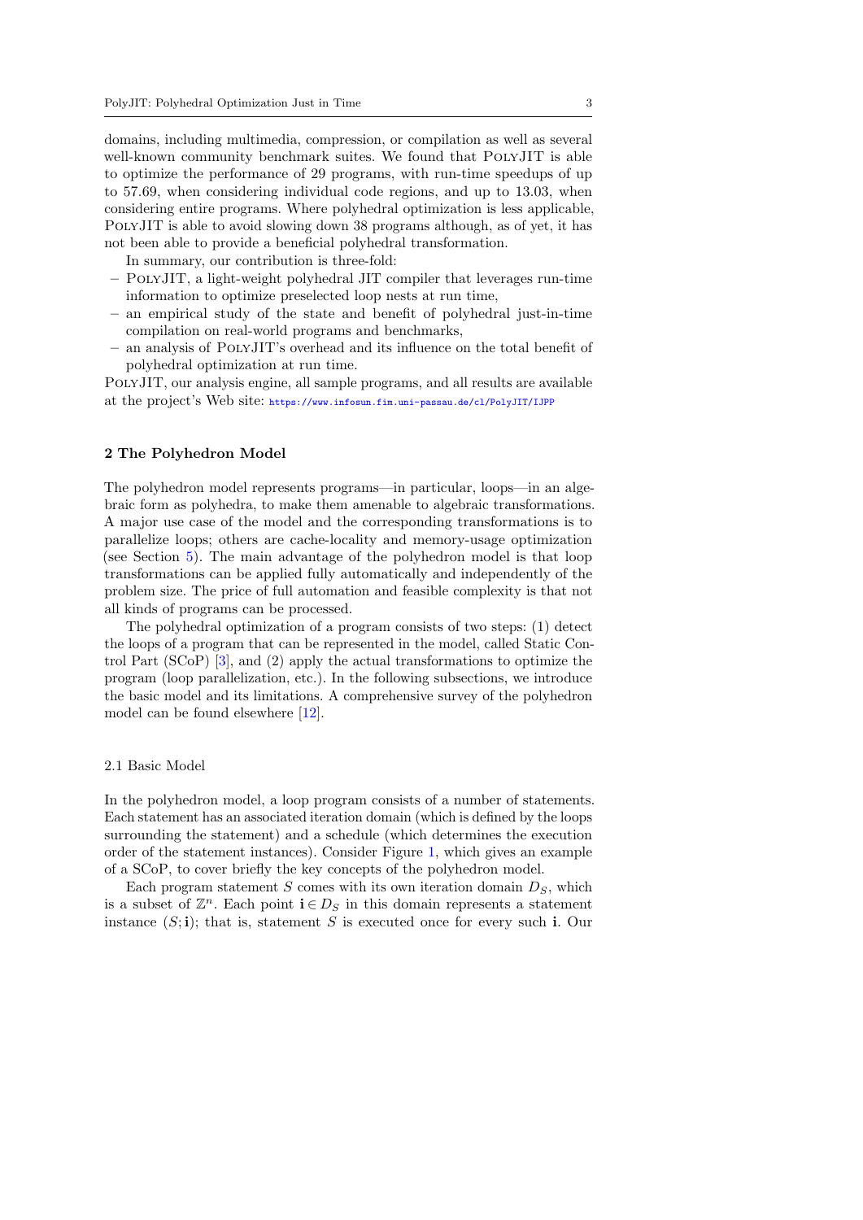domains, including multimedia, compression, or compilation as well as several well-known community benchmark suites. We found that PolyJIT is able to optimize the performance of 29 programs, with run-time speedups of up to 57.69, when considering individual code regions, and up to 13.03, when considering entire programs. Where polyhedral optimization is less applicable, PolyJIT is able to avoid slowing down 38 programs although, as of yet, it has not been able to provide a beneficial polyhedral transformation.

In summary, our contribution is three-fold:

- PolyJIT, a light-weight polyhedral JIT compiler that leverages run-time information to optimize preselected loop nests at run time,
- an empirical study of the state and benefit of polyhedral just-in-time compilation on real-world programs and benchmarks,
- an analysis of PolyJIT's overhead and its influence on the total benefit of polyhedral optimization at run time.

PolyJIT, our analysis engine, all sample programs, and all results are available at the project's Web site: https://www.infosun.fim.uni-passau.de/cl/PolyJIT/IJPP

## 2 The Polyhedron Model

The polyhedron model represents programs—in particular, loops—in an algebraic form as polyhedra, to make them amenable to algebraic transformations. A major use case of the model and the corresponding transformations is to parallelize loops; others are cache-locality and memory-usage optimization (see Section 5). The main advantage of the polyhedron model is that loop transformations can be applied fully automatically and independently of the problem size. The price of full automation and feasible complexity is that not all kinds of programs can be processed.

The polyhedral optimization of a program consists of two steps: (1) detect the loops of a program that can be represented in the model, called Static Control Part (SCoP) [3], and (2) apply the actual transformations to optimize the program (loop parallelization, etc.). In the following subsections, we introduce the basic model and its limitations. A comprehensive survey of the polyhedron model can be found elsewhere [12].

### 2.1 Basic Model

In the polyhedron model, a loop program consists of a number of statements. Each statement has an associated iteration domain (which is defined by the loops surrounding the statement) and a schedule (which determines the execution order of the statement instances). Consider Figure 1, which gives an example of a SCoP, to cover briefly the key concepts of the polyhedron model.

Each program statement $S$ comes with its own iteration domain $D_S$, which is a subset of $\mathbb{Z}^n$. Each point $\mathbf{i} \in D_S$ in this domain represents a statement instance $(S; \mathbf{i})$; that is, statement $S$ is executed once for every such $\mathbf{i}$. Our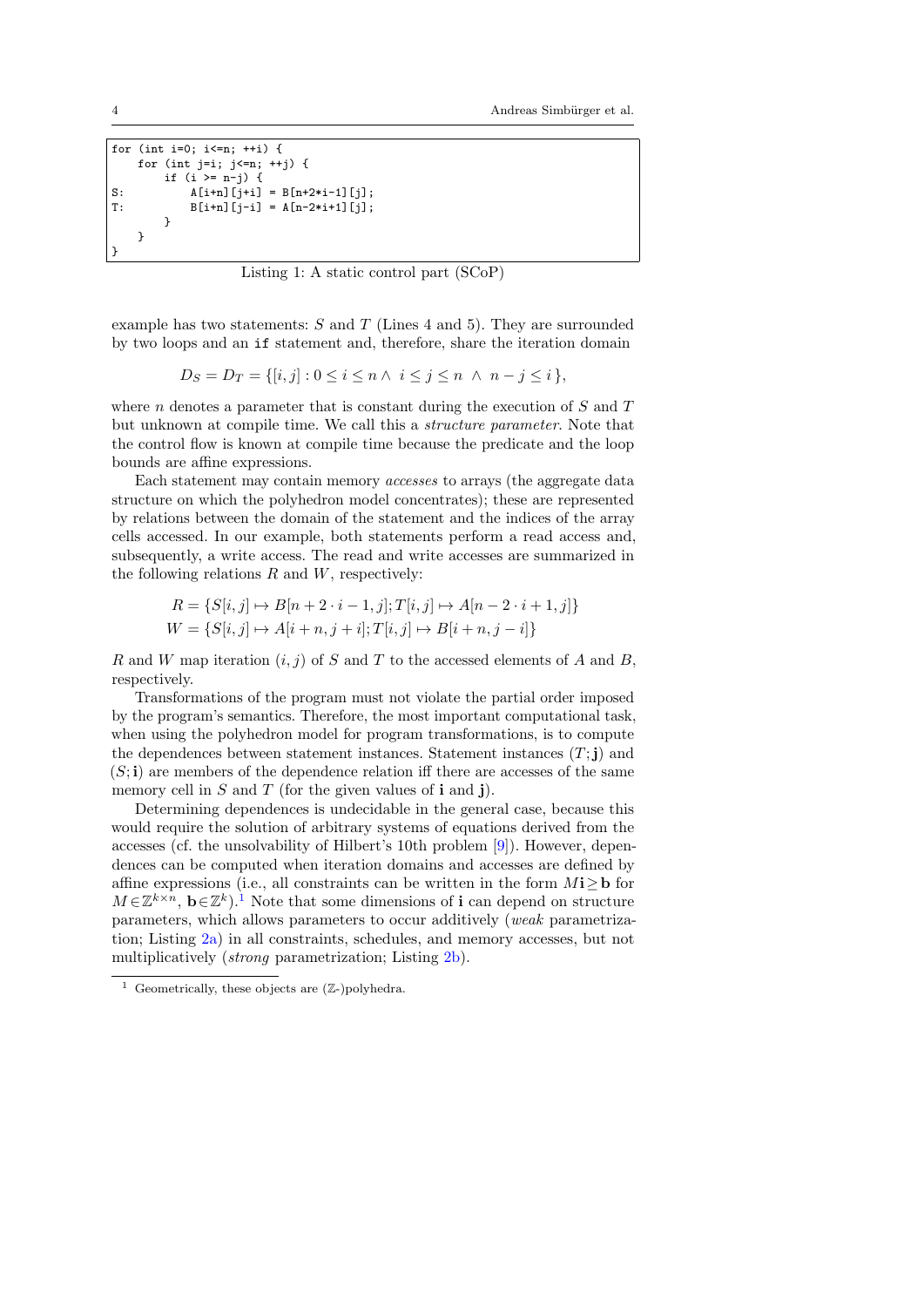```
for (int i=0; i<=n; ++i) {
    for (int j=i; j<=n; ++j) {
        if (i >= n-j) {
S:          A[i+n][j+i] = B[n+2*i-1][j];
T:          B[i+n][j-i] = A[n-2*i+1][j];
        }
    }
}
```

Listing 1: A static control part (SCoP)

example has two statements: $S$ and $T$ (Lines 4 and 5). They are surrounded by two loops and an `if` statement and, therefore, share the iteration domain

$$D_S = D_T = \{[i, j] : 0 \leq i \leq n \wedge \; i \leq j \leq n \;\wedge\; n - j \leq i\,\},$$

where $n$ denotes a parameter that is constant during the execution of $S$ and $T$ but unknown at compile time. We call this a *structure parameter*. Note that the control flow is known at compile time because the predicate and the loop bounds are affine expressions.

Each statement may contain memory *accesses* to arrays (the aggregate data structure on which the polyhedron model concentrates); these are represented by relations between the domain of the statement and the indices of the array cells accessed. In our example, both statements perform a read access and, subsequently, a write access. The read and write accesses are summarized in the following relations $R$ and $W$, respectively:

$$R = \{S[i, j] \mapsto B[n + 2 \cdot i - 1, j]; T[i, j] \mapsto A[n - 2 \cdot i + 1, j]\}$$
$$W = \{S[i, j] \mapsto A[i + n, j + i]; T[i, j] \mapsto B[i + n, j - i]\}$$

$R$ and $W$ map iteration $(i, j)$ of $S$ and $T$ to the accessed elements of $A$ and $B$, respectively.

Transformations of the program must not violate the partial order imposed by the program's semantics. Therefore, the most important computational task, when using the polyhedron model for program transformations, is to compute the dependences between statement instances. Statement instances $(T; \mathbf{j})$ and $(S; \mathbf{i})$ are members of the dependence relation iff there are accesses of the same memory cell in $S$ and $T$ (for the given values of $\mathbf{i}$ and $\mathbf{j}$).

Determining dependences is undecidable in the general case, because this would require the solution of arbitrary systems of equations derived from the accesses (cf. the unsolvability of Hilbert's 10th problem [9]). However, dependences can be computed when iteration domains and accesses are defined by affine expressions (i.e., all constraints can be written in the form $M\mathbf{i} \geq \mathbf{b}$ for $M \in \mathbb{Z}^{k \times n}$, $\mathbf{b} \in \mathbb{Z}^k$).[1] Note that some dimensions of $\mathbf{i}$ can depend on structure parameters, which allows parameters to occur additively (*weak* parametrization; Listing 2a) in all constraints, schedules, and memory accesses, but not multiplicatively (*strong* parametrization; Listing 2b).

[1] Geometrically, these objects are ($\mathbb{Z}$-)polyhedra.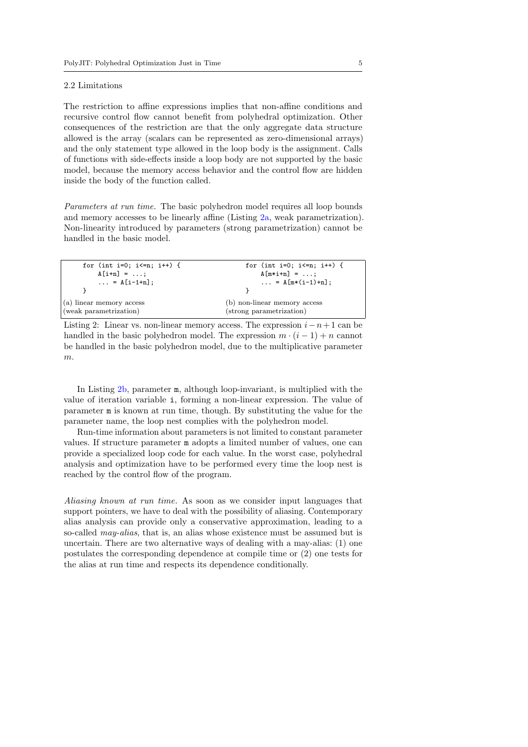### 2.2 Limitations

The restriction to affine expressions implies that non-affine conditions and recursive control flow cannot benefit from polyhedral optimization. Other consequences of the restriction are that the only aggregate data structure allowed is the array (scalars can be represented as zero-dimensional arrays) and the only statement type allowed in the loop body is the assignment. Calls of functions with side-effects inside a loop body are not supported by the basic model, because the memory access behavior and the control flow are hidden inside the body of the function called.

*Parameters at run time.* The basic polyhedron model requires all loop bounds and memory accesses to be linearly affine (Listing 2a, weak parametrization). Non-linearity introduced by parameters (strong parametrization) cannot be handled in the basic model.

```
for (int i=0; i<=n; i++) {
    A[i+n] = ...;
    ... = A[i-1+n];
}
```

(a) linear memory access (weak parametrization)

```
for (int i=0; i<=n; i++) {
    A[m*i+n] = ...;
    ... = A[m*(i-1)+n];
}
```

(b) non-linear memory access (strong parametrization)

Listing 2: Linear vs. non-linear memory access. The expression $i-n+1$ can be handled in the basic polyhedron model. The expression $m \cdot (i-1) + n$ cannot be handled in the basic polyhedron model, due to the multiplicative parameter $m$.

In Listing 2b, parameter `m`, although loop-invariant, is multiplied with the value of iteration variable `i`, forming a non-linear expression. The value of parameter `m` is known at run time, though. By substituting the value for the parameter name, the loop nest complies with the polyhedron model.

Run-time information about parameters is not limited to constant parameter values. If structure parameter `m` adopts a limited number of values, one can provide a specialized loop code for each value. In the worst case, polyhedral analysis and optimization have to be performed every time the loop nest is reached by the control flow of the program.

*Aliasing known at run time.* As soon as we consider input languages that support pointers, we have to deal with the possibility of aliasing. Contemporary alias analysis can provide only a conservative approximation, leading to a so-called *may-alias*, that is, an alias whose existence must be assumed but is uncertain. There are two alternative ways of dealing with a may-alias: (1) one postulates the corresponding dependence at compile time or (2) one tests for the alias at run time and respects its dependence conditionally.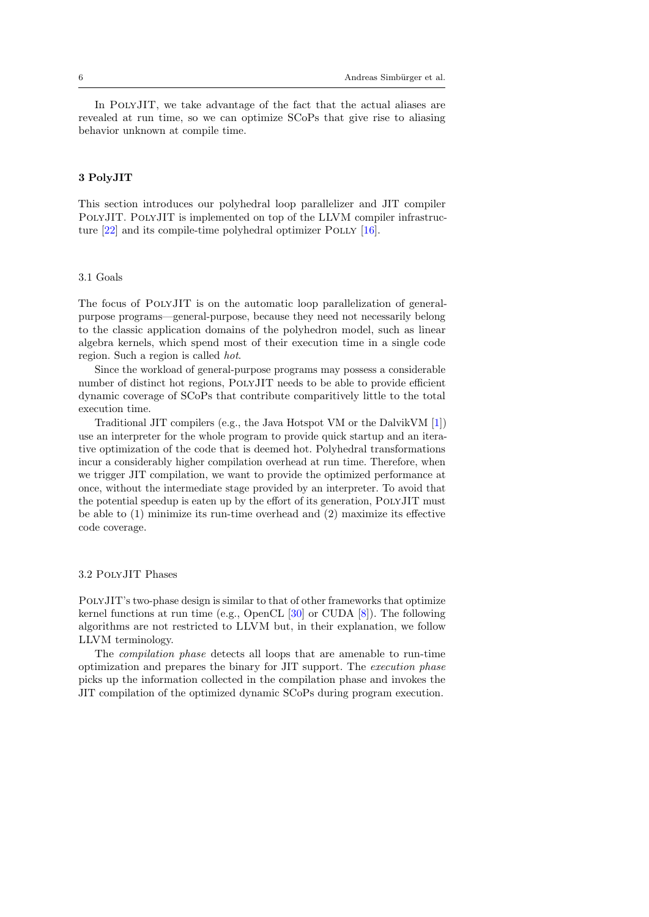In PolyJIT, we take advantage of the fact that the actual aliases are revealed at run time, so we can optimize SCoPs that give rise to aliasing behavior unknown at compile time.

## 3 PolyJIT

This section introduces our polyhedral loop parallelizer and JIT compiler PolyJIT. PolyJIT is implemented on top of the LLVM compiler infrastructure [22] and its compile-time polyhedral optimizer Polly [16].

### 3.1 Goals

The focus of PolyJIT is on the automatic loop parallelization of general-purpose programs—general-purpose, because they need not necessarily belong to the classic application domains of the polyhedron model, such as linear algebra kernels, which spend most of their execution time in a single code region. Such a region is called *hot*.

Since the workload of general-purpose programs may possess a considerable number of distinct hot regions, PolyJIT needs to be able to provide efficient dynamic coverage of SCoPs that contribute comparitively little to the total execution time.

Traditional JIT compilers (e.g., the Java Hotspot VM or the DalvikVM [1]) use an interpreter for the whole program to provide quick startup and an iterative optimization of the code that is deemed hot. Polyhedral transformations incur a considerably higher compilation overhead at run time. Therefore, when we trigger JIT compilation, we want to provide the optimized performance at once, without the intermediate stage provided by an interpreter. To avoid that the potential speedup is eaten up by the effort of its generation, PolyJIT must be able to (1) minimize its run-time overhead and (2) maximize its effective code coverage.

### 3.2 PolyJIT Phases

PolyJIT's two-phase design is similar to that of other frameworks that optimize kernel functions at run time (e.g., OpenCL [30] or CUDA [8]). The following algorithms are not restricted to LLVM but, in their explanation, we follow LLVM terminology.

The *compilation phase* detects all loops that are amenable to run-time optimization and prepares the binary for JIT support. The *execution phase* picks up the information collected in the compilation phase and invokes the JIT compilation of the optimized dynamic SCoPs during program execution.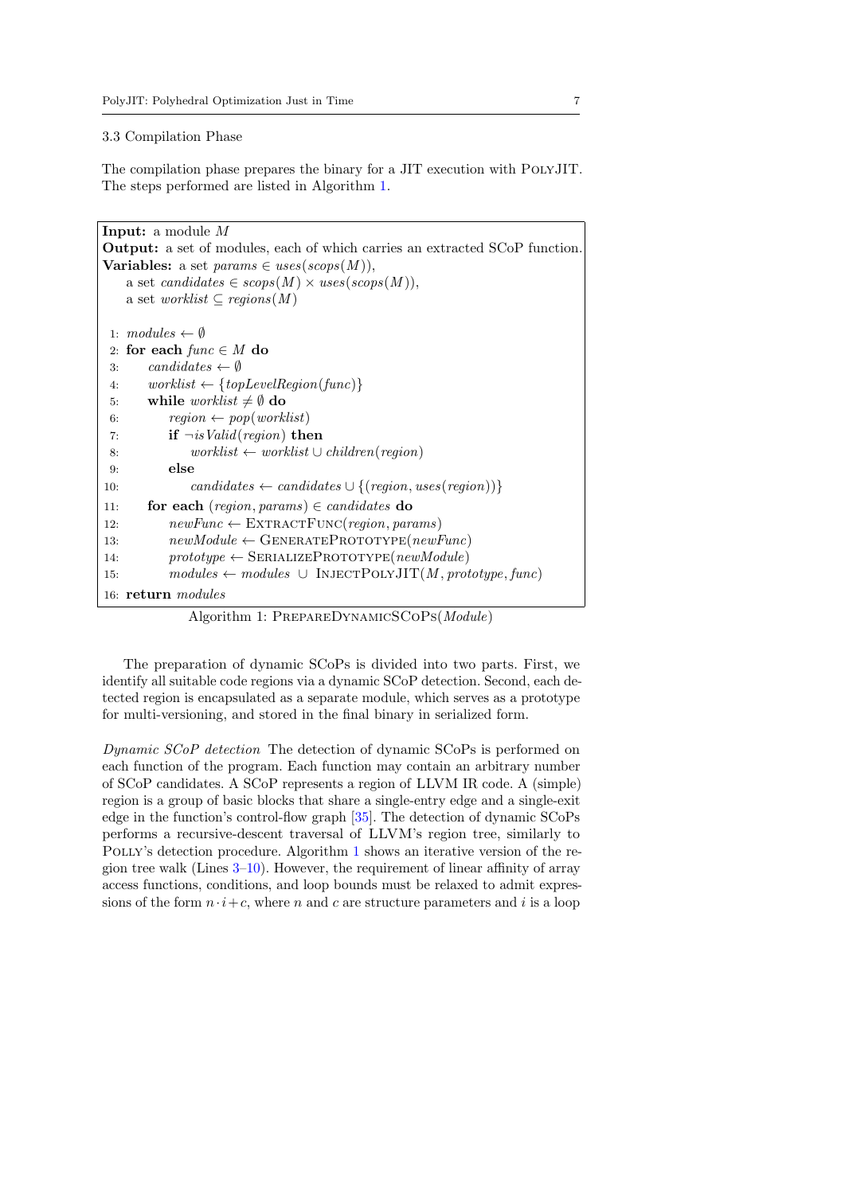### 3.3 Compilation Phase

The compilation phase prepares the binary for a JIT execution with PolyJIT. The steps performed are listed in Algorithm 1.

```
Input: a module M
Output: a set of modules, each of which carries an extracted SCoP function.
Variables: a set params ∈ uses(scops(M)),
    a set candidates ∈ scops(M) × uses(scops(M)),
    a set worklist ⊆ regions(M)

 1: modules ← ∅
 2: for each func ∈ M do
 3:     candidates ← ∅
 4:     worklist ← {topLevelRegion(func)}
 5:     while worklist ≠ ∅ do
 6:         region ← pop(worklist)
 7:         if ¬isValid(region) then
 8:             worklist ← worklist ∪ children(region)
 9:         else
10:             candidates ← candidates ∪ {(region, uses(region))}
11:     for each (region, params) ∈ candidates do
12:         newFunc ← ExtractFunc(region, params)
13:         newModule ← GeneratePrototype(newFunc)
14:         prototype ← SerializePrototype(newModule)
15:         modules ← modules ∪ InjectPolyJIT(M, prototype, func)
16: return modules
```

Algorithm 1: PrepareDynamicSCoPs(*Module*)

The preparation of dynamic SCoPs is divided into two parts. First, we identify all suitable code regions via a dynamic SCoP detection. Second, each detected region is encapsulated as a separate module, which serves as a prototype for multi-versioning, and stored in the final binary in serialized form.

*Dynamic SCoP detection* The detection of dynamic SCoPs is performed on each function of the program. Each function may contain an arbitrary number of SCoP candidates. A SCoP represents a region of LLVM IR code. A (simple) region is a group of basic blocks that share a single-entry edge and a single-exit edge in the function's control-flow graph [35]. The detection of dynamic SCoPs performs a recursive-descent traversal of LLVM's region tree, similarly to Polly's detection procedure. Algorithm 1 shows an iterative version of the region tree walk (Lines 3–10). However, the requirement of linear affinity of array access functions, conditions, and loop bounds must be relaxed to admit expressions of the form $n \cdot i + c$, where $n$ and $c$ are structure parameters and $i$ is a loop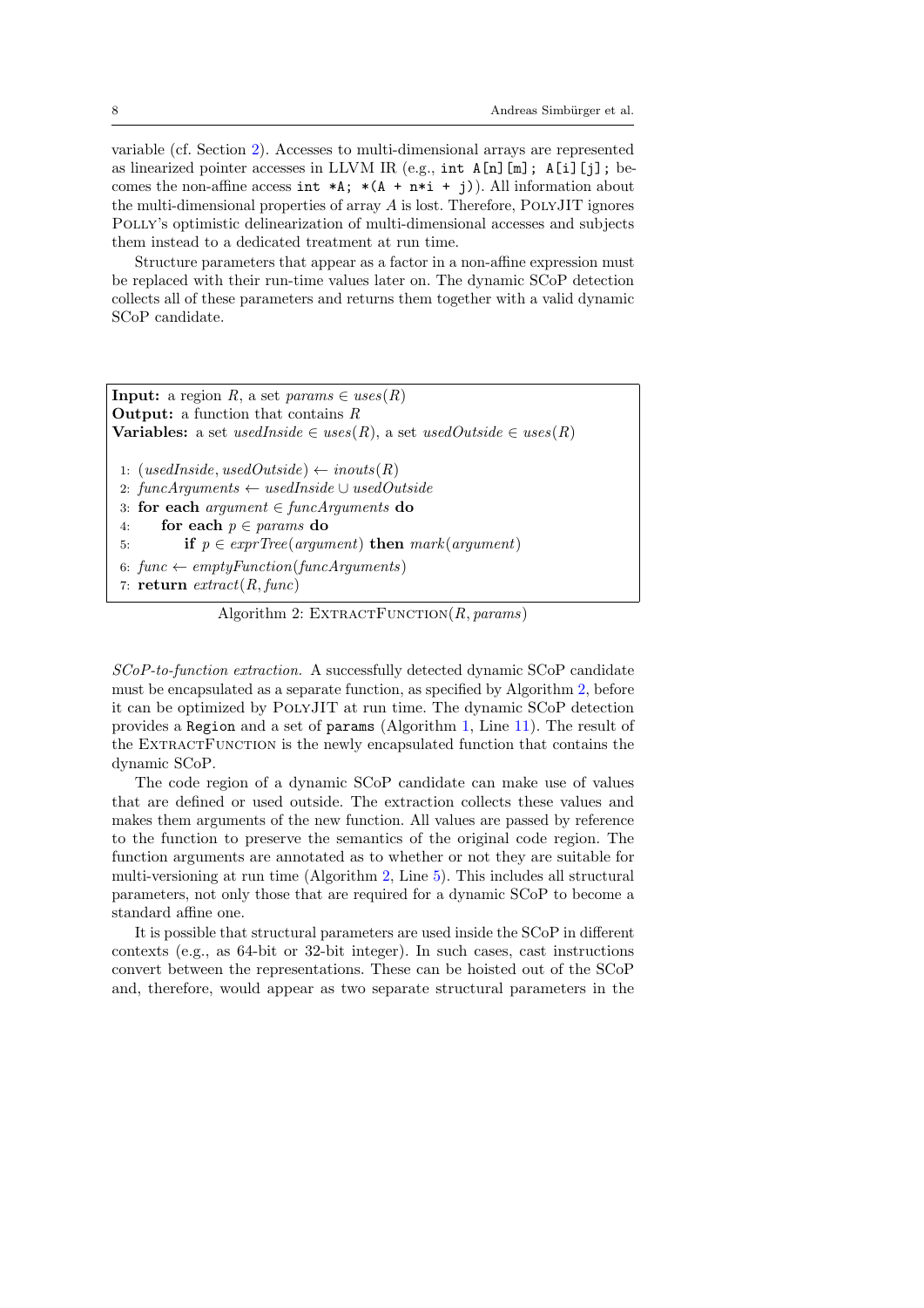variable (cf. Section 2). Accesses to multi-dimensional arrays are represented as linearized pointer accesses in LLVM IR (e.g., `int A[n][m]; A[i][j];` becomes the non-affine access `int *A; *(A + n*i + j)`). All information about the multi-dimensional properties of array $A$ is lost. Therefore, PolyJIT ignores Polly's optimistic delinearization of multi-dimensional accesses and subjects them instead to a dedicated treatment at run time.

Structure parameters that appear as a factor in a non-affine expression must be replaced with their run-time values later on. The dynamic SCoP detection collects all of these parameters and returns them together with a valid dynamic SCoP candidate.

**Input:** a region $R$, a set $params \in uses(R)$
**Output:** a function that contains $R$
**Variables:** a set $usedInside \in uses(R)$, a set $usedOutside \in uses(R)$

1: $(usedInside, usedOutside) \leftarrow inouts(R)$
2: $funcArguments \leftarrow usedInside \cup usedOutside$
3: **for each** $argument \in funcArguments$ **do**
4: &nbsp;&nbsp;&nbsp;&nbsp;**for each** $p \in params$ **do**
5: &nbsp;&nbsp;&nbsp;&nbsp;&nbsp;&nbsp;&nbsp;&nbsp;**if** $p \in exprTree(argument)$ **then** $mark(argument)$
6: $func \leftarrow emptyFunction(funcArguments)$
7: **return** $extract(R, func)$

Algorithm 2: ExtractFunction($R$, $params$)

*SCoP-to-function extraction.* A successfully detected dynamic SCoP candidate must be encapsulated as a separate function, as specified by Algorithm 2, before it can be optimized by PolyJIT at run time. The dynamic SCoP detection provides a `Region` and a set of `params` (Algorithm 1, Line 11). The result of the ExtractFunction is the newly encapsulated function that contains the dynamic SCoP.

The code region of a dynamic SCoP candidate can make use of values that are defined or used outside. The extraction collects these values and makes them arguments of the new function. All values are passed by reference to the function to preserve the semantics of the original code region. The function arguments are annotated as to whether or not they are suitable for multi-versioning at run time (Algorithm 2, Line 5). This includes all structural parameters, not only those that are required for a dynamic SCoP to become a standard affine one.

It is possible that structural parameters are used inside the SCoP in different contexts (e.g., as 64-bit or 32-bit integer). In such cases, cast instructions convert between the representations. These can be hoisted out of the SCoP and, therefore, would appear as two separate structural parameters in the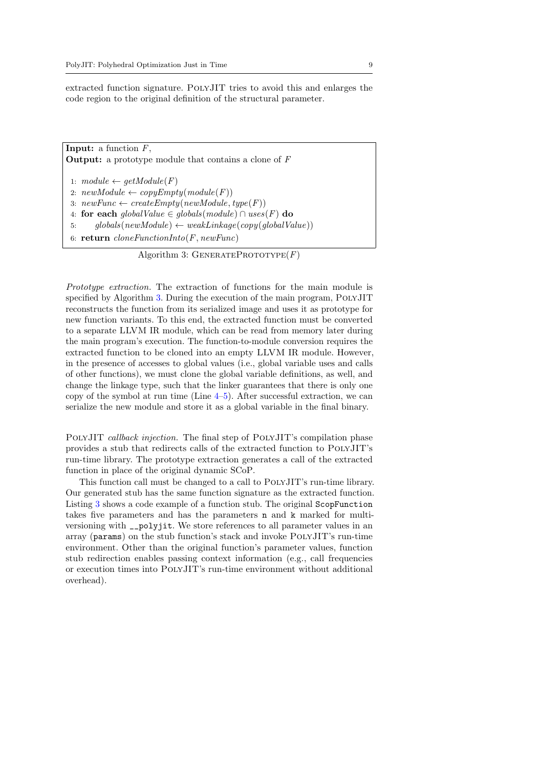extracted function signature. PolyJIT tries to avoid this and enlarges the code region to the original definition of the structural parameter.

**Input:** a function $F$,
**Output:** a prototype module that contains a clone of $F$

1: $module \leftarrow getModule(F)$
2: $newModule \leftarrow copyEmpty(module(F))$
3: $newFunc \leftarrow createEmpty(newModule, type(F))$
4: **for each** $globalValue \in globals(module) \cap uses(F)$ **do**
5: $\quad globals(newModule) \leftarrow weakLinkage(copy(globalValue))$
6: **return** $cloneFunctionInto(F, newFunc)$

Algorithm 3: GeneratePrototype($F$)

*Prototype extraction.* The extraction of functions for the main module is specified by Algorithm 3. During the execution of the main program, PolyJIT reconstructs the function from its serialized image and uses it as prototype for new function variants. To this end, the extracted function must be converted to a separate LLVM IR module, which can be read from memory later during the main program's execution. The function-to-module conversion requires the extracted function to be cloned into an empty LLVM IR module. However, in the presence of accesses to global values (i.e., global variable uses and calls of other functions), we must clone the global variable definitions, as well, and change the linkage type, such that the linker guarantees that there is only one copy of the symbol at run time (Line 4–5). After successful extraction, we can serialize the new module and store it as a global variable in the final binary.

PolyJIT *callback injection.* The final step of PolyJIT's compilation phase provides a stub that redirects calls of the extracted function to PolyJIT's run-time library. The prototype extraction generates a call of the extracted function in place of the original dynamic SCoP.

This function call must be changed to a call to PolyJIT's run-time library. Our generated stub has the same function signature as the extracted function. Listing 3 shows a code example of a function stub. The original `ScopFunction` takes five parameters and has the parameters `n` and `k` marked for multi-versioning with `__polyjit`. We store references to all parameter values in an array (`params`) on the stub function's stack and invoke PolyJIT's run-time environment. Other than the original function's parameter values, function stub redirection enables passing context information (e.g., call frequencies or execution times into PolyJIT's run-time environment without additional overhead).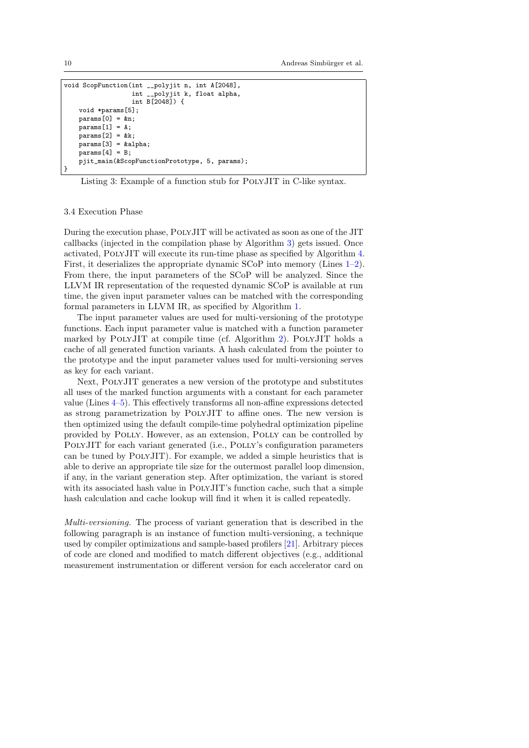```
void ScopFunction(int __polyjit n, int A[2048],
                  int __polyjit k, float alpha,
                  int B[2048]) {
    void *params[5];
    params[0] = &n;
    params[1] = A;
    params[2] = &k;
    params[3] = &alpha;
    params[4] = B;
    pjit_main(&ScopFunctionPrototype, 5, params);
}
```

Listing 3: Example of a function stub for PolyJIT in C-like syntax.

### 3.4 Execution Phase

During the execution phase, PolyJIT will be activated as soon as one of the JIT callbacks (injected in the compilation phase by Algorithm 3) gets issued. Once activated, PolyJIT will execute its run-time phase as specified by Algorithm 4. First, it deserializes the appropriate dynamic SCoP into memory (Lines 1–2). From there, the input parameters of the SCoP will be analyzed. Since the LLVM IR representation of the requested dynamic SCoP is available at run time, the given input parameter values can be matched with the corresponding formal parameters in LLVM IR, as specified by Algorithm 1.

The input parameter values are used for multi-versioning of the prototype functions. Each input parameter value is matched with a function parameter marked by PolyJIT at compile time (cf. Algorithm 2). PolyJIT holds a cache of all generated function variants. A hash calculated from the pointer to the prototype and the input parameter values used for multi-versioning serves as key for each variant.

Next, PolyJIT generates a new version of the prototype and substitutes all uses of the marked function arguments with a constant for each parameter value (Lines 4–5). This effectively transforms all non-affine expressions detected as strong parametrization by PolyJIT to affine ones. The new version is then optimized using the default compile-time polyhedral optimization pipeline provided by Polly. However, as an extension, Polly can be controlled by PolyJIT for each variant generated (i.e., Polly's configuration parameters can be tuned by PolyJIT). For example, we added a simple heuristics that is able to derive an appropriate tile size for the outermost parallel loop dimension, if any, in the variant generation step. After optimization, the variant is stored with its associated hash value in PolyJIT's function cache, such that a simple hash calculation and cache lookup will find it when it is called repeatedly.

*Multi-versioning.* The process of variant generation that is described in the following paragraph is an instance of function multi-versioning, a technique used by compiler optimizations and sample-based profilers [21]. Arbitrary pieces of code are cloned and modified to match different objectives (e.g., additional measurement instrumentation or different version for each accelerator card on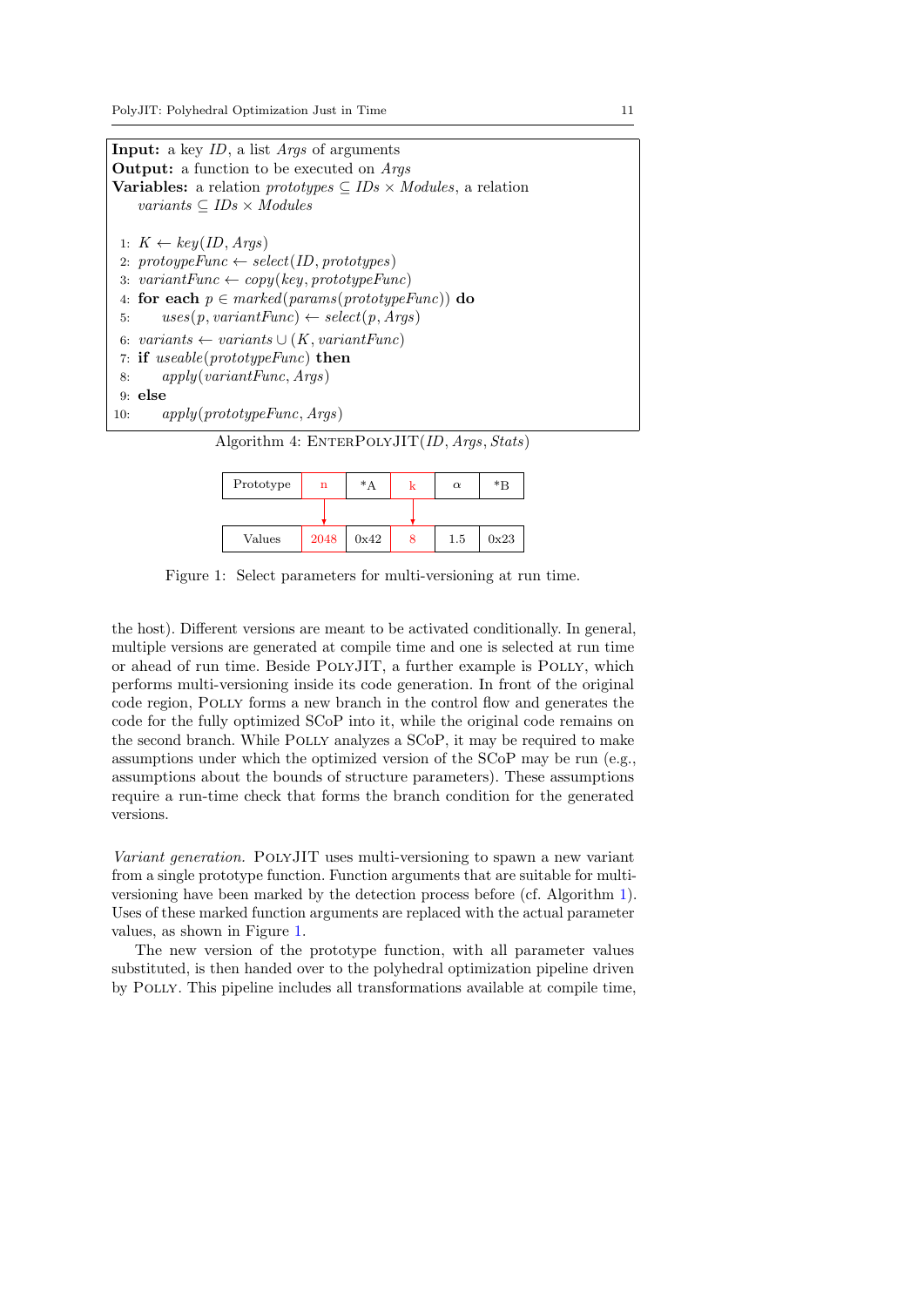**Input:** a key *ID*, a list *Args* of arguments
**Output:** a function to be executed on *Args*
**Variables:** a relation $prototypes \subseteq IDs \times Modules$, a relation $variants \subseteq IDs \times Modules$

```
1:  K ← key(ID, Args)
2:  protoypeFunc ← select(ID, prototypes)
3:  variantFunc ← copy(key, prototypeFunc)
4:  for each p ∈ marked(params(prototypeFunc)) do
5:      uses(p, variantFunc) ← select(p, Args)
6:  variants ← variants ∪ (K, variantFunc)
7:  if useable(prototypeFunc) then
8:      apply(variantFunc, Args)
9:  else
10:     apply(prototypeFunc, Args)
```

Algorithm 4: EnterPolyJIT(*ID*, *Args*, *Stats*)

| Prototype | n | *A | k | $\alpha$ | *B |
|---|---|---|---|---|---|
| Values | 2048 | 0x42 | 8 | 1.5 | 0x23 |

Figure 1: Select parameters for multi-versioning at run time.

the host). Different versions are meant to be activated conditionally. In general, multiple versions are generated at compile time and one is selected at run time or ahead of run time. Beside PolyJIT, a further example is Polly, which performs multi-versioning inside its code generation. In front of the original code region, Polly forms a new branch in the control flow and generates the code for the fully optimized SCoP into it, while the original code remains on the second branch. While Polly analyzes a SCoP, it may be required to make assumptions under which the optimized version of the SCoP may be run (e.g., assumptions about the bounds of structure parameters). These assumptions require a run-time check that forms the branch condition for the generated versions.

*Variant generation.* PolyJIT uses multi-versioning to spawn a new variant from a single prototype function. Function arguments that are suitable for multi-versioning have been marked by the detection process before (cf. Algorithm 1). Uses of these marked function arguments are replaced with the actual parameter values, as shown in Figure 1.

The new version of the prototype function, with all parameter values substituted, is then handed over to the polyhedral optimization pipeline driven by Polly. This pipeline includes all transformations available at compile time,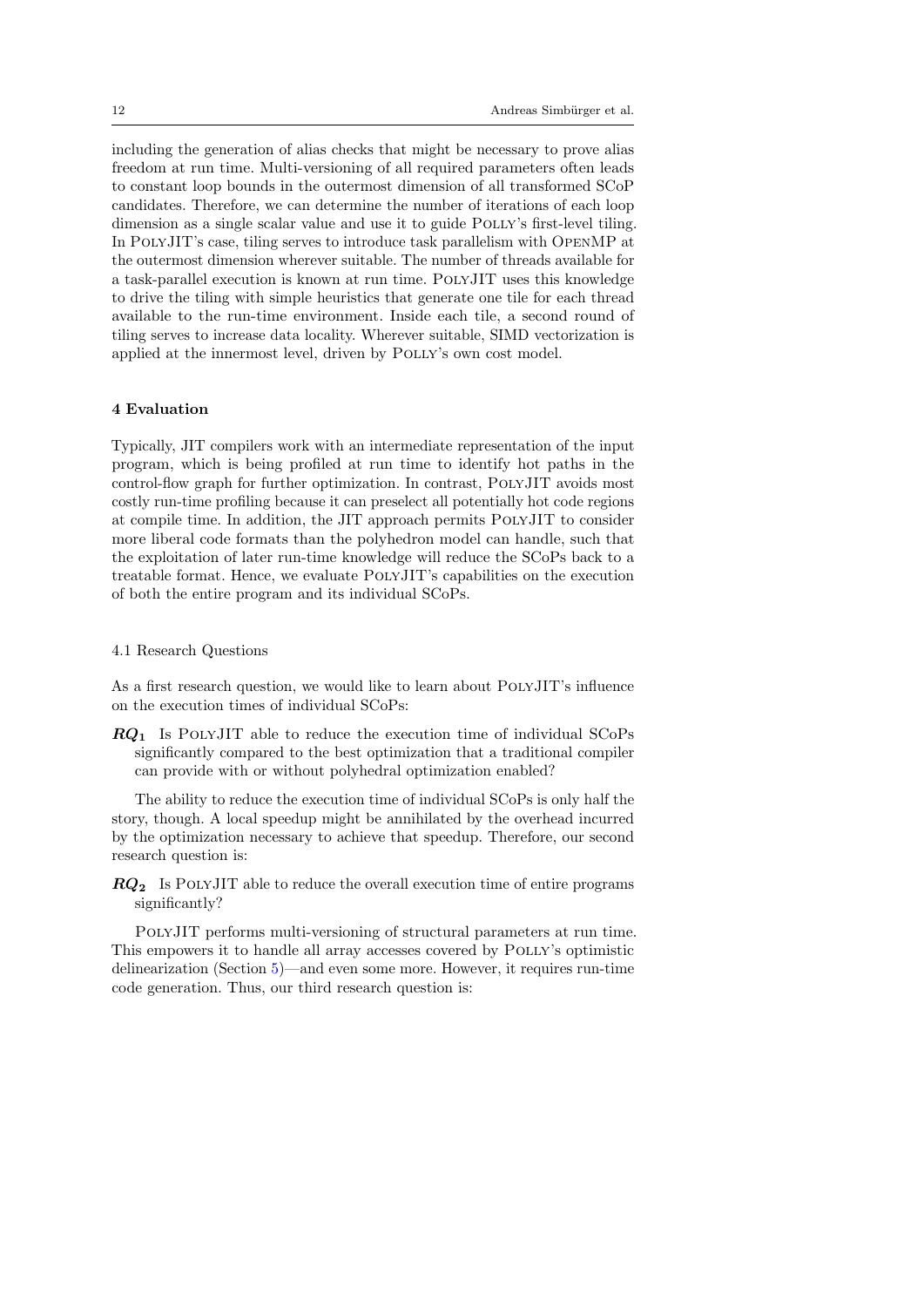including the generation of alias checks that might be necessary to prove alias freedom at run time. Multi-versioning of all required parameters often leads to constant loop bounds in the outermost dimension of all transformed SCoP candidates. Therefore, we can determine the number of iterations of each loop dimension as a single scalar value and use it to guide Polly's first-level tiling. In PolyJIT's case, tiling serves to introduce task parallelism with OpenMP at the outermost dimension wherever suitable. The number of threads available for a task-parallel execution is known at run time. PolyJIT uses this knowledge to drive the tiling with simple heuristics that generate one tile for each thread available to the run-time environment. Inside each tile, a second round of tiling serves to increase data locality. Wherever suitable, SIMD vectorization is applied at the innermost level, driven by Polly's own cost model.

## 4 Evaluation

Typically, JIT compilers work with an intermediate representation of the input program, which is being profiled at run time to identify hot paths in the control-flow graph for further optimization. In contrast, PolyJIT avoids most costly run-time profiling because it can preselect all potentially hot code regions at compile time. In addition, the JIT approach permits PolyJIT to consider more liberal code formats than the polyhedron model can handle, such that the exploitation of later run-time knowledge will reduce the SCoPs back to a treatable format. Hence, we evaluate PolyJIT's capabilities on the execution of both the entire program and its individual SCoPs.

### 4.1 Research Questions

As a first research question, we would like to learn about PolyJIT's influence on the execution times of individual SCoPs:

**$RQ_1$** Is PolyJIT able to reduce the execution time of individual SCoPs significantly compared to the best optimization that a traditional compiler can provide with or without polyhedral optimization enabled?

The ability to reduce the execution time of individual SCoPs is only half the story, though. A local speedup might be annihilated by the overhead incurred by the optimization necessary to achieve that speedup. Therefore, our second research question is:

**$RQ_2$** Is PolyJIT able to reduce the overall execution time of entire programs significantly?

PolyJIT performs multi-versioning of structural parameters at run time. This empowers it to handle all array accesses covered by Polly's optimistic delinearization (Section 5)—and even some more. However, it requires run-time code generation. Thus, our third research question is: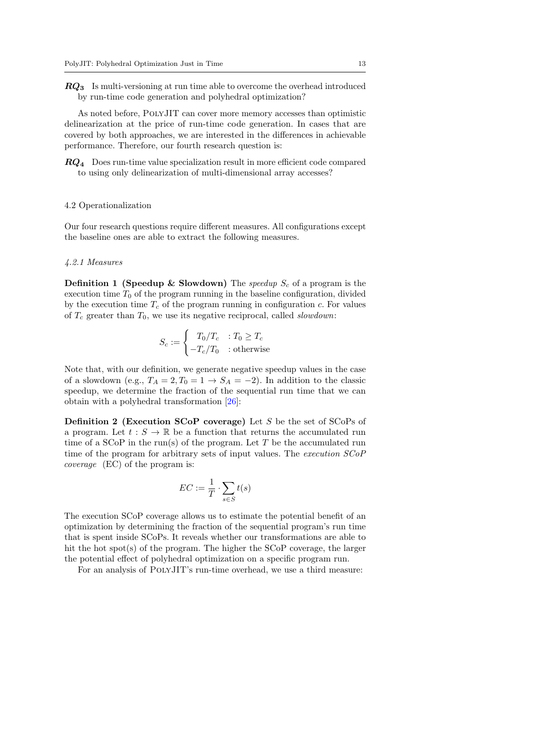***RQ*₃** Is multi-versioning at run time able to overcome the overhead introduced by run-time code generation and polyhedral optimization?

As noted before, PolyJIT can cover more memory accesses than optimistic delinearization at the price of run-time code generation. In cases that are covered by both approaches, we are interested in the differences in achievable performance. Therefore, our fourth research question is:

***RQ*₄** Does run-time value specialization result in more efficient code compared to using only delinearization of multi-dimensional array accesses?

### 4.2 Operationalization

Our four research questions require different measures. All configurations except the baseline ones are able to extract the following measures.

#### *4.2.1 Measures*

**Definition 1 (Speedup & Slowdown)** The *speedup* $S_c$ of a program is the execution time $T_0$ of the program running in the baseline configuration, divided by the execution time $T_c$ of the program running in configuration $c$. For values of $T_c$ greater than $T_0$, we use its negative reciprocal, called *slowdown*:

$$S_c := \begin{cases} T_0/T_c & : T_0 \geq T_c \\ -T_c/T_0 & : \text{otherwise} \end{cases}$$

Note that, with our definition, we generate negative speedup values in the case of a slowdown (e.g., $T_A = 2, T_0 = 1 \rightarrow S_A = -2$). In addition to the classic speedup, we determine the fraction of the sequential run time that we can obtain with a polyhedral transformation [26]:

**Definition 2 (Execution SCoP coverage)** Let $S$ be the set of SCoPs of a program. Let $t : S \rightarrow \mathbb{R}$ be a function that returns the accumulated run time of a SCoP in the run(s) of the program. Let $T$ be the accumulated run time of the program for arbitrary sets of input values. The *execution SCoP coverage* (EC) of the program is:

$$EC := \frac{1}{T} \cdot \sum_{s \in S} t(s)$$

The execution SCoP coverage allows us to estimate the potential benefit of an optimization by determining the fraction of the sequential program's run time that is spent inside SCoPs. It reveals whether our transformations are able to hit the hot spot(s) of the program. The higher the SCoP coverage, the larger the potential effect of polyhedral optimization on a specific program run.

For an analysis of PolyJIT's run-time overhead, we use a third measure: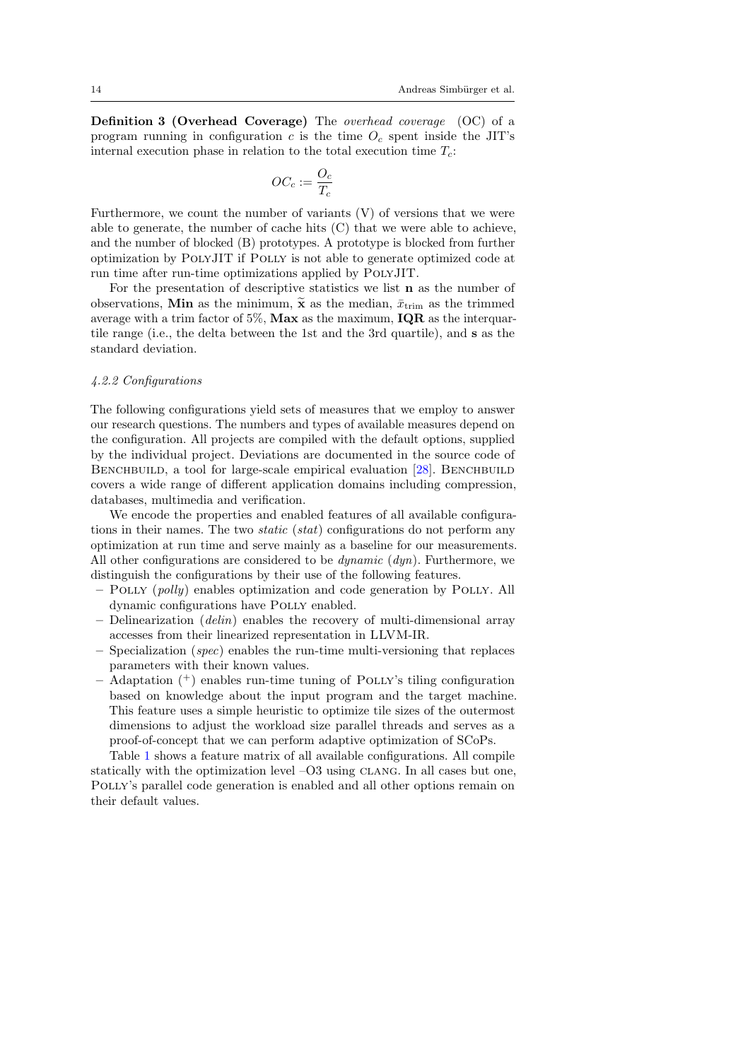**Definition 3 (Overhead Coverage)** The *overhead coverage* (OC) of a program running in configuration $c$ is the time $O_c$ spent inside the JIT's internal execution phase in relation to the total execution time $T_c$:

$$OC_c := \frac{O_c}{T_c}$$

Furthermore, we count the number of variants (V) of versions that we were able to generate, the number of cache hits (C) that we were able to achieve, and the number of blocked (B) prototypes. A prototype is blocked from further optimization by PolyJIT if Polly is not able to generate optimized code at run time after run-time optimizations applied by PolyJIT.

For the presentation of descriptive statistics we list **n** as the number of observations, **Min** as the minimum, $\widetilde{\mathbf{x}}$ as the median, $\bar{x}_{\text{trim}}$ as the trimmed average with a trim factor of 5%, **Max** as the maximum, **IQR** as the interquartile range (i.e., the delta between the 1st and the 3rd quartile), and **s** as the standard deviation.

#### *4.2.2 Configurations*

The following configurations yield sets of measures that we employ to answer our research questions. The numbers and types of available measures depend on the configuration. All projects are compiled with the default options, supplied by the individual project. Deviations are documented in the source code of BenchBuild, a tool for large-scale empirical evaluation [28]. BenchBuild covers a wide range of different application domains including compression, databases, multimedia and verification.

We encode the properties and enabled features of all available configurations in their names. The two *static* (*stat*) configurations do not perform any optimization at run time and serve mainly as a baseline for our measurements. All other configurations are considered to be *dynamic* (*dyn*). Furthermore, we distinguish the configurations by their use of the following features.

- Polly (*polly*) enables optimization and code generation by Polly. All dynamic configurations have Polly enabled.
- Delinearization (*delin*) enables the recovery of multi-dimensional array accesses from their linearized representation in LLVM-IR.
- Specialization (*spec*) enables the run-time multi-versioning that replaces parameters with their known values.
- Adaptation ($^{+}$) enables run-time tuning of Polly's tiling configuration based on knowledge about the input program and the target machine. This feature uses a simple heuristic to optimize tile sizes of the outermost dimensions to adjust the workload size parallel threads and serves as a proof-of-concept that we can perform adaptive optimization of SCoPs.

Table 1 shows a feature matrix of all available configurations. All compile statically with the optimization level –O3 using clang. In all cases but one, Polly's parallel code generation is enabled and all other options remain on their default values.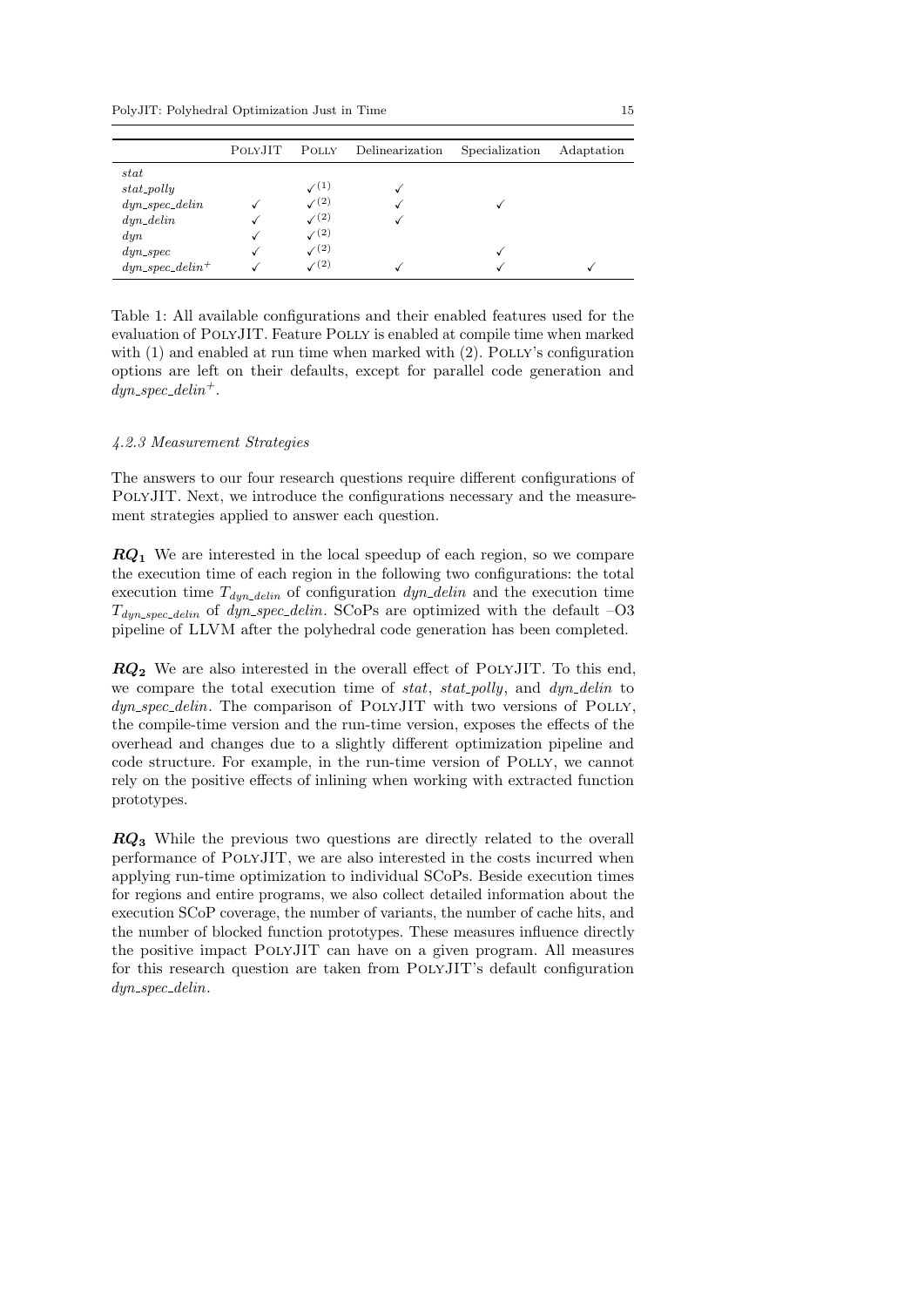| | PolyJIT | Polly | Delinearization | Specialization | Adaptation |
|---|---|---|---|---|---|
| *stat* | | | | | |
| *stat_polly* | | ✓$^{(1)}$ | ✓ | | |
| *dyn_spec_delin* | ✓ | ✓$^{(2)}$ | ✓ | ✓ | |
| *dyn_delin* | ✓ | ✓$^{(2)}$ | ✓ | | |
| *dyn* | ✓ | ✓$^{(2)}$ | | | |
| *dyn_spec* | ✓ | ✓$^{(2)}$ | | ✓ | |
| *dyn_spec_delin*$^{+}$ | ✓ | ✓$^{(2)}$ | ✓ | ✓ | ✓ |

Table 1: All available configurations and their enabled features used for the evaluation of PolyJIT. Feature Polly is enabled at compile time when marked with (1) and enabled at run time when marked with (2). Polly's configuration options are left on their defaults, except for parallel code generation and *dyn_spec_delin*$^{+}$.

#### 4.2.3 Measurement Strategies

The answers to our four research questions require different configurations of PolyJIT. Next, we introduce the configurations necessary and the measurement strategies applied to answer each question.

***RQ*$_1$** We are interested in the local speedup of each region, so we compare the execution time of each region in the following two configurations: the total execution time $T_{dyn\_delin}$ of configuration *dyn_delin* and the execution time $T_{dyn\_spec\_delin}$ of *dyn_spec_delin*. SCoPs are optimized with the default –O3 pipeline of LLVM after the polyhedral code generation has been completed.

***RQ*$_2$** We are also interested in the overall effect of PolyJIT. To this end, we compare the total execution time of *stat*, *stat_polly*, and *dyn_delin* to *dyn_spec_delin*. The comparison of PolyJIT with two versions of Polly, the compile-time version and the run-time version, exposes the effects of the overhead and changes due to a slightly different optimization pipeline and code structure. For example, in the run-time version of Polly, we cannot rely on the positive effects of inlining when working with extracted function prototypes.

***RQ*$_3$** While the previous two questions are directly related to the overall performance of PolyJIT, we are also interested in the costs incurred when applying run-time optimization to individual SCoPs. Beside execution times for regions and entire programs, we also collect detailed information about the execution SCoP coverage, the number of variants, the number of cache hits, and the number of blocked function prototypes. These measures influence directly the positive impact PolyJIT can have on a given program. All measures for this research question are taken from PolyJIT's default configuration *dyn_spec_delin*.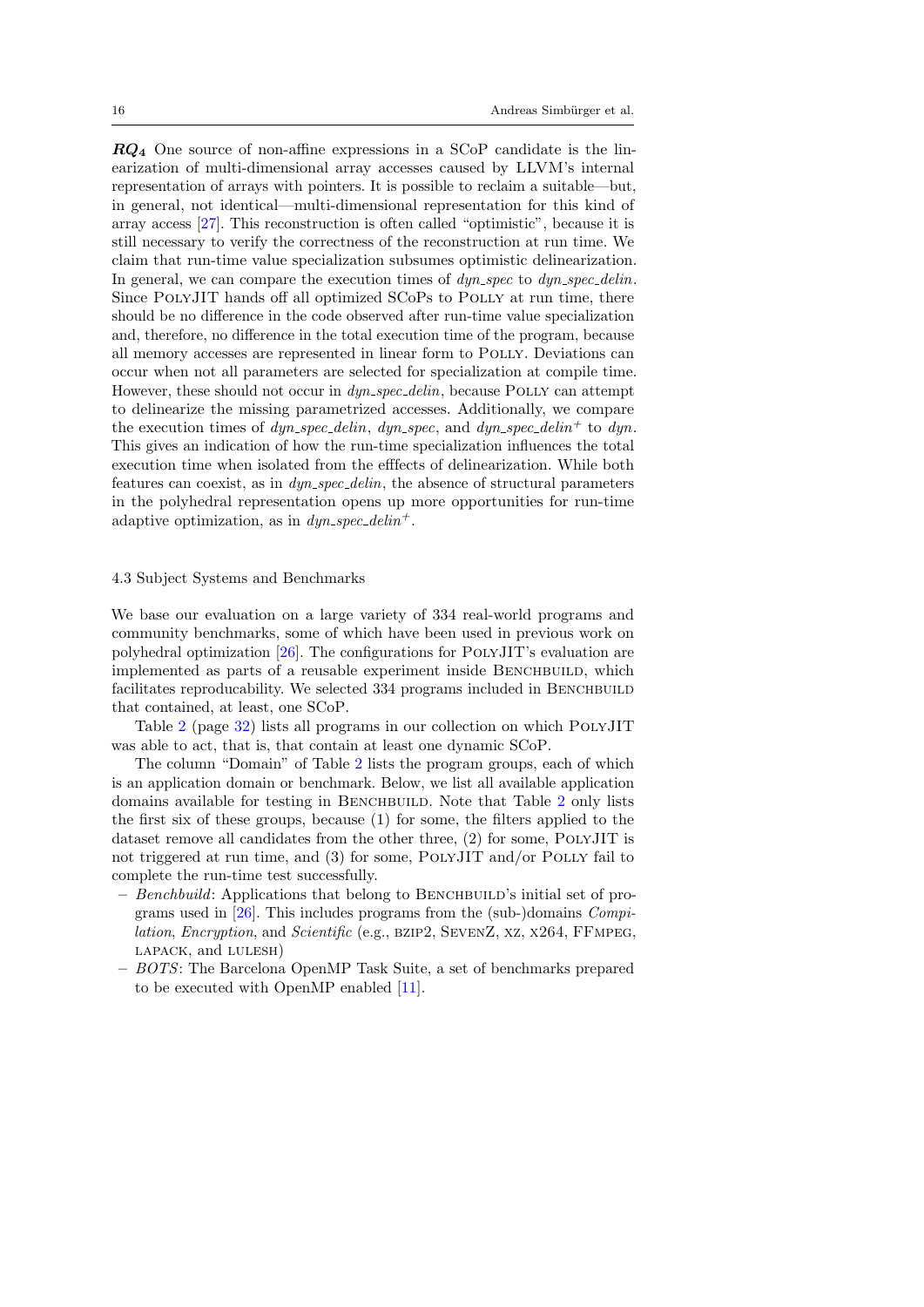***RQ*₄** One source of non-affine expressions in a SCoP candidate is the linearization of multi-dimensional array accesses caused by LLVM's internal representation of arrays with pointers. It is possible to reclaim a suitable—but, in general, not identical—multi-dimensional representation for this kind of array access [27]. This reconstruction is often called "optimistic", because it is still necessary to verify the correctness of the reconstruction at run time. We claim that run-time value specialization subsumes optimistic delinearization. In general, we can compare the execution times of *dyn_spec* to *dyn_spec_delin*. Since PolyJIT hands off all optimized SCoPs to Polly at run time, there should be no difference in the code observed after run-time value specialization and, therefore, no difference in the total execution time of the program, because all memory accesses are represented in linear form to Polly. Deviations can occur when not all parameters are selected for specialization at compile time. However, these should not occur in *dyn_spec_delin*, because Polly can attempt to delinearize the missing parametrized accesses. Additionally, we compare the execution times of *dyn_spec_delin*, *dyn_spec*, and *dyn_spec_delin*$^+$ to *dyn*. This gives an indication of how the run-time specialization influences the total execution time when isolated from the efffects of delinearization. While both features can coexist, as in *dyn_spec_delin*, the absence of structural parameters in the polyhedral representation opens up more opportunities for run-time adaptive optimization, as in *dyn_spec_delin*$^+$.

### 4.3 Subject Systems and Benchmarks

We base our evaluation on a large variety of 334 real-world programs and community benchmarks, some of which have been used in previous work on polyhedral optimization [26]. The configurations for PolyJIT's evaluation are implemented as parts of a reusable experiment inside BenchBuild, which facilitates reproducability. We selected 334 programs included in BenchBuild that contained, at least, one SCoP.

Table 2 (page 32) lists all programs in our collection on which PolyJIT was able to act, that is, that contain at least one dynamic SCoP.

The column "Domain" of Table 2 lists the program groups, each of which is an application domain or benchmark. Below, we list all available application domains available for testing in BenchBuild. Note that Table 2 only lists the first six of these groups, because (1) for some, the filters applied to the dataset remove all candidates from the other three, (2) for some, PolyJIT is not triggered at run time, and (3) for some, PolyJIT and/or Polly fail to complete the run-time test successfully.

- *Benchbuild*: Applications that belong to BenchBuild's initial set of programs used in [26]. This includes programs from the (sub-)domains *Compilation*, *Encryption*, and *Scientific* (e.g., bzip2, SevenZ, xz, x264, FFmpeg, lapack, and lulesh)
- *BOTS*: The Barcelona OpenMP Task Suite, a set of benchmarks prepared to be executed with OpenMP enabled [11].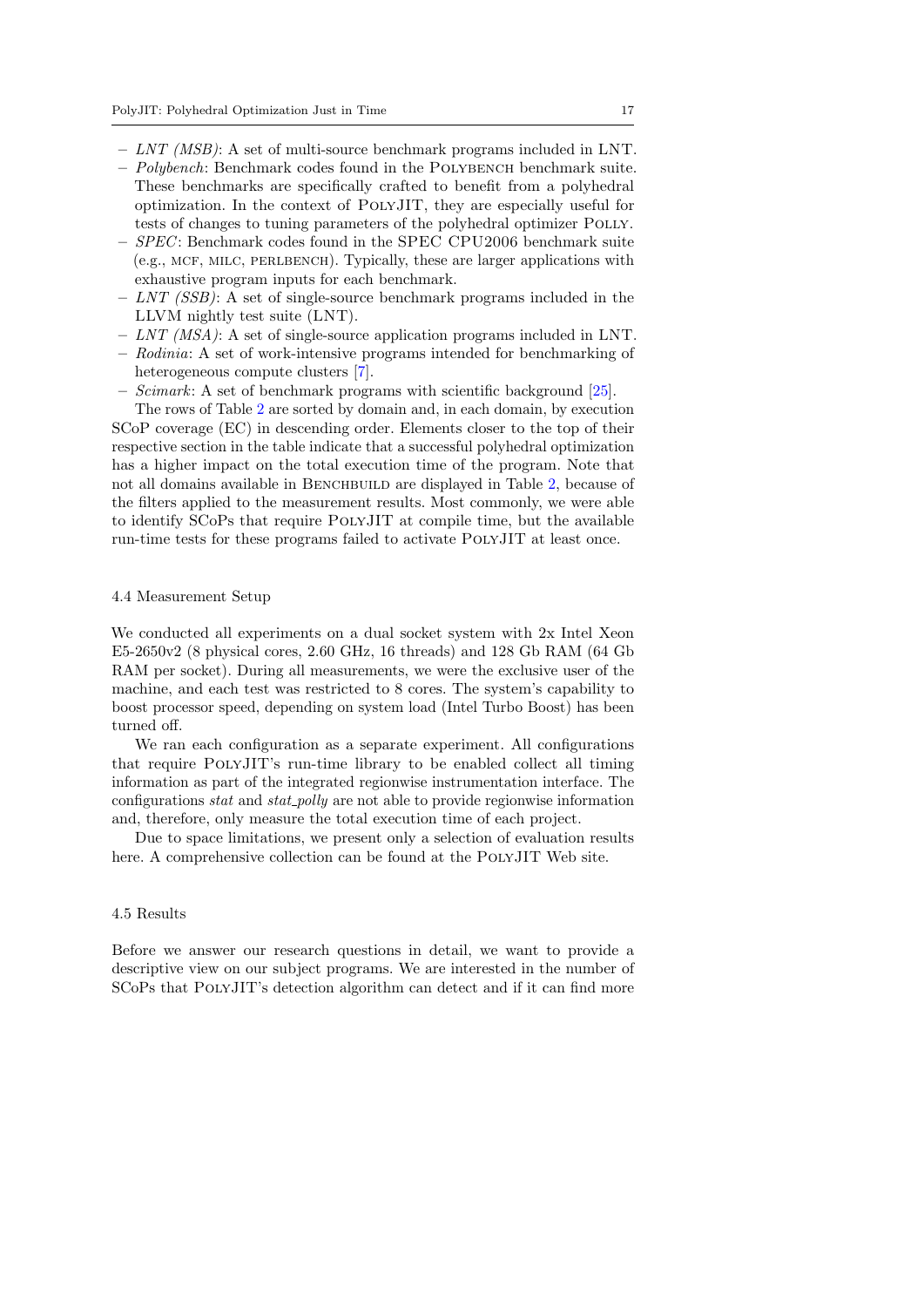- *LNT (MSB)*: A set of multi-source benchmark programs included in LNT.
- *Polybench*: Benchmark codes found in the POLYBENCH benchmark suite. These benchmarks are specifically crafted to benefit from a polyhedral optimization. In the context of POLYJIT, they are especially useful for tests of changes to tuning parameters of the polyhedral optimizer POLLY.
- *SPEC*: Benchmark codes found in the SPEC CPU2006 benchmark suite (e.g., MCF, MILC, PERLBENCH). Typically, these are larger applications with exhaustive program inputs for each benchmark.
- *LNT (SSB)*: A set of single-source benchmark programs included in the LLVM nightly test suite (LNT).
- *LNT (MSA)*: A set of single-source application programs included in LNT.
- *Rodinia*: A set of work-intensive programs intended for benchmarking of heterogeneous compute clusters [7].
- *Scimark*: A set of benchmark programs with scientific background [25].

The rows of Table 2 are sorted by domain and, in each domain, by execution SCoP coverage (EC) in descending order. Elements closer to the top of their respective section in the table indicate that a successful polyhedral optimization has a higher impact on the total execution time of the program. Note that not all domains available in BENCHBUILD are displayed in Table 2, because of the filters applied to the measurement results. Most commonly, we were able to identify SCoPs that require POLYJIT at compile time, but the available run-time tests for these programs failed to activate POLYJIT at least once.

### 4.4 Measurement Setup

We conducted all experiments on a dual socket system with 2x Intel Xeon E5-2650v2 (8 physical cores, 2.60 GHz, 16 threads) and 128 Gb RAM (64 Gb RAM per socket). During all measurements, we were the exclusive user of the machine, and each test was restricted to 8 cores. The system's capability to boost processor speed, depending on system load (Intel Turbo Boost) has been turned off.

We ran each configuration as a separate experiment. All configurations that require POLYJIT's run-time library to be enabled collect all timing information as part of the integrated regionwise instrumentation interface. The configurations *stat* and *stat_polly* are not able to provide regionwise information and, therefore, only measure the total execution time of each project.

Due to space limitations, we present only a selection of evaluation results here. A comprehensive collection can be found at the POLYJIT Web site.

### 4.5 Results

Before we answer our research questions in detail, we want to provide a descriptive view on our subject programs. We are interested in the number of SCoPs that POLYJIT's detection algorithm can detect and if it can find more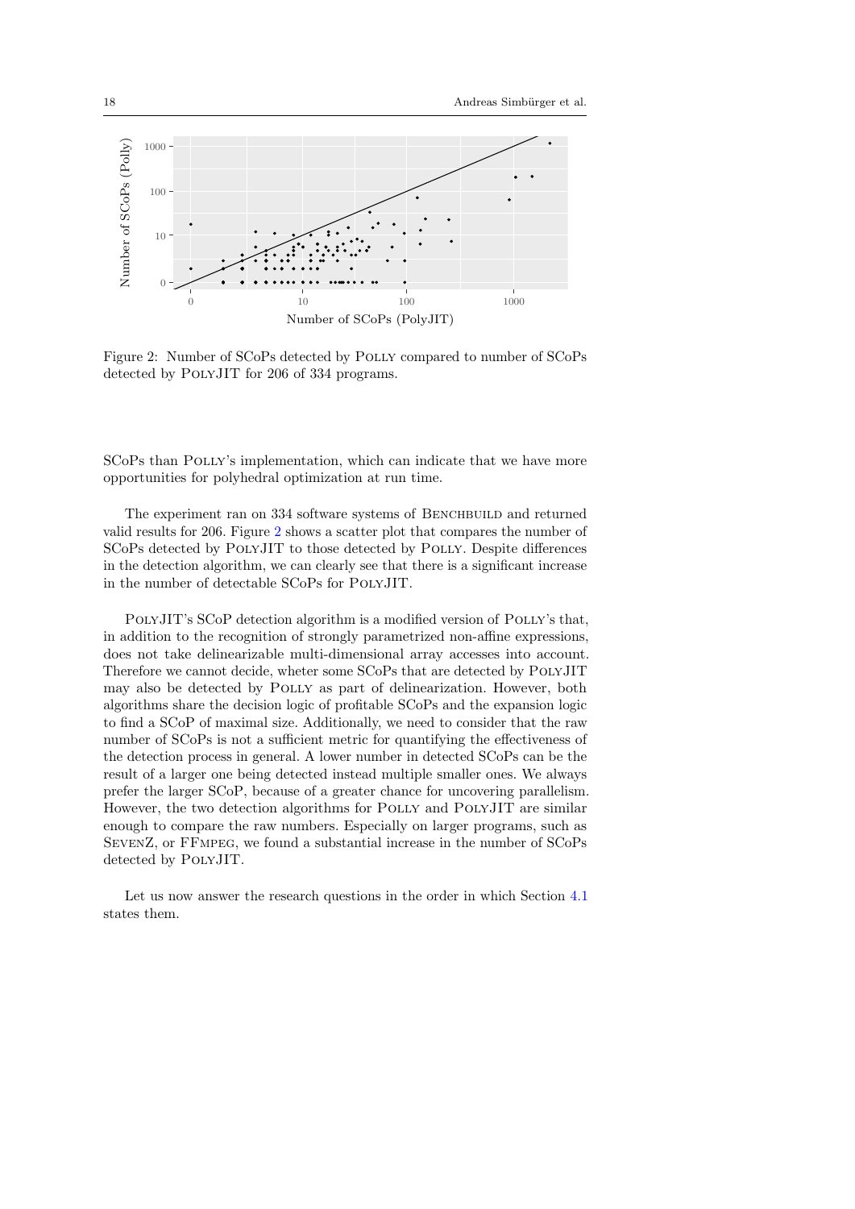Figure 2: Number of SCoPs detected by Polly compared to number of SCoPs detected by PolyJIT for 206 of 334 programs.

SCoPs than Polly's implementation, which can indicate that we have more opportunities for polyhedral optimization at run time.

The experiment ran on 334 software systems of BenchBuild and returned valid results for 206. Figure 2 shows a scatter plot that compares the number of SCoPs detected by PolyJIT to those detected by Polly. Despite differences in the detection algorithm, we can clearly see that there is a significant increase in the number of detectable SCoPs for PolyJIT.

PolyJIT's SCoP detection algorithm is a modified version of Polly's that, in addition to the recognition of strongly parametrized non-affine expressions, does not take delinearizable multi-dimensional array accesses into account. Therefore we cannot decide, wheter some SCoPs that are detected by PolyJIT may also be detected by Polly as part of delinearization. However, both algorithms share the decision logic of profitable SCoPs and the expansion logic to find a SCoP of maximal size. Additionally, we need to consider that the raw number of SCoPs is not a sufficient metric for quantifying the effectiveness of the detection process in general. A lower number in detected SCoPs can be the result of a larger one being detected instead multiple smaller ones. We always prefer the larger SCoP, because of a greater chance for uncovering parallelism. However, the two detection algorithms for Polly and PolyJIT are similar enough to compare the raw numbers. Especially on larger programs, such as SevenZ, or FFmpeg, we found a substantial increase in the number of SCoPs detected by PolyJIT.

Let us now answer the research questions in the order in which Section 4.1 states them.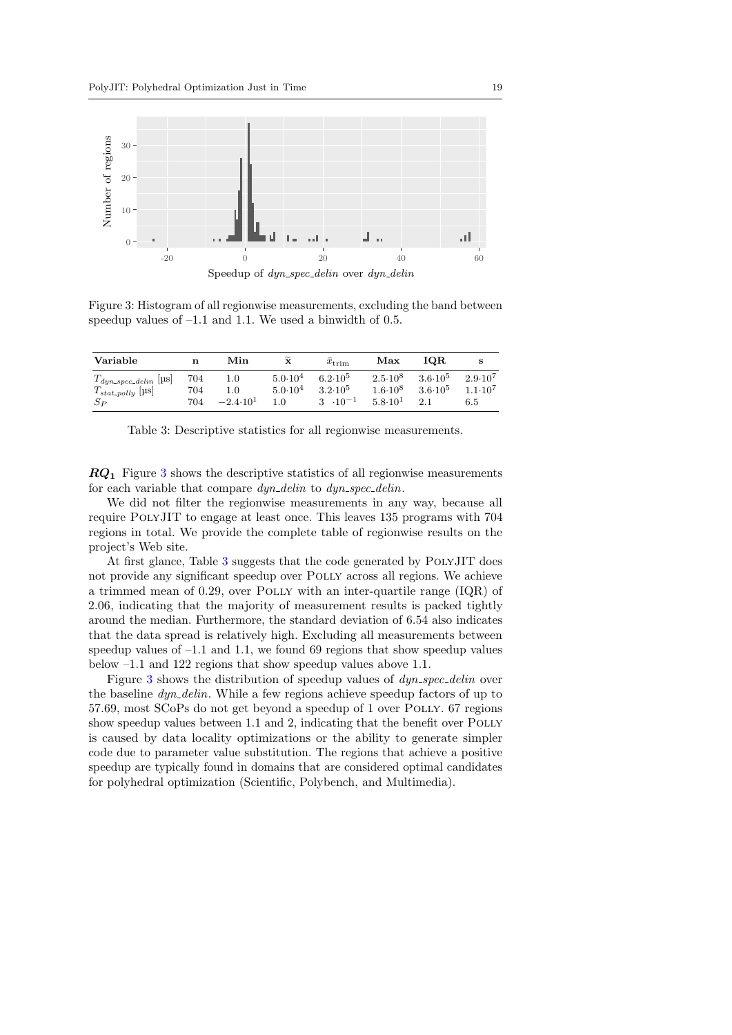Figure 3: Histogram of all regionwise measurements, excluding the band between speedup values of –1.1 and 1.1. We used a binwidth of 0.5.

| Variable | n | Min | $\widetilde{\mathrm{x}}$ | $\bar{x}_{\mathrm{trim}}$ | Max | IQR | s |
|---|---|---|---|---|---|---|---|
| $T_{dyn\_spec\_delin}$ [µs] | 704 | 1.0 | $5.0{\cdot}10^{4}$ | $6.2{\cdot}10^{5}$ | $2.5{\cdot}10^{8}$ | $3.6{\cdot}10^{5}$ | $2.9{\cdot}10^{7}$ |
| $T_{stat\_polly}$ [µs] | 704 | 1.0 | $5.0{\cdot}10^{4}$ | $3.2{\cdot}10^{5}$ | $1.6{\cdot}10^{8}$ | $3.6{\cdot}10^{5}$ | $1.1{\cdot}10^{7}$ |
| $S_P$ | 704 | $-2.4{\cdot}10^{1}$ | 1.0 | $3\ {\cdot}10^{-1}$ | $5.8{\cdot}10^{1}$ | 2.1 | 6.5 |

Table 3: Descriptive statistics for all regionwise measurements.

***RQ*$_1$** Figure 3 shows the descriptive statistics of all regionwise measurements for each variable that compare *dyn_delin* to *dyn_spec_delin*.

We did not filter the regionwise measurements in any way, because all require PolyJIT to engage at least once. This leaves 135 programs with 704 regions in total. We provide the complete table of regionwise results on the project's Web site.

At first glance, Table 3 suggests that the code generated by PolyJIT does not provide any significant speedup over Polly across all regions. We achieve a trimmed mean of 0.29, over Polly with an inter-quartile range (IQR) of 2.06, indicating that the majority of measurement results is packed tightly around the median. Furthermore, the standard deviation of 6.54 also indicates that the data spread is relatively high. Excluding all measurements between speedup values of –1.1 and 1.1, we found 69 regions that show speedup values below –1.1 and 122 regions that show speedup values above 1.1.

Figure 3 shows the distribution of speedup values of *dyn_spec_delin* over the baseline *dyn_delin*. While a few regions achieve speedup factors of up to 57.69, most SCoPs do not get beyond a speedup of 1 over Polly. 67 regions show speedup values between 1.1 and 2, indicating that the benefit over Polly is caused by data locality optimizations or the ability to generate simpler code due to parameter value substitution. The regions that achieve a positive speedup are typically found in domains that are considered optimal candidates for polyhedral optimization (Scientific, Polybench, and Multimedia).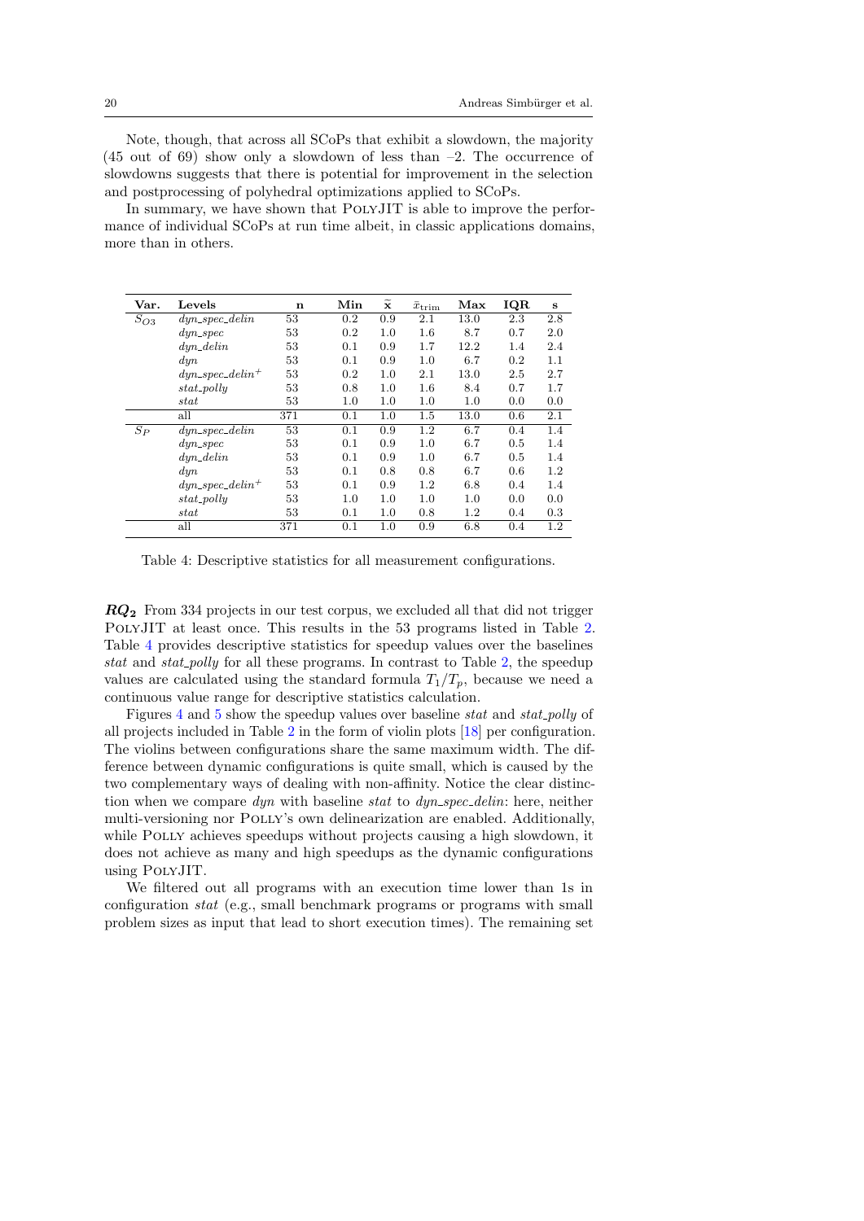Note, though, that across all SCoPs that exhibit a slowdown, the majority (45 out of 69) show only a slowdown of less than –2. The occurrence of slowdowns suggests that there is potential for improvement in the selection and postprocessing of polyhedral optimizations applied to SCoPs.

In summary, we have shown that PolyJIT is able to improve the performance of individual SCoPs at run time albeit, in classic applications domains, more than in others.

| Var. | Levels | n | Min | $\tilde{\mathbf{x}}$ | $\bar{x}_{\text{trim}}$ | Max | IQR | s |
|---|---|---|---|---|---|---|---|---|
| $S_{O3}$ | *dyn_spec_delin* | 53 | 0.2 | 0.9 | 2.1 | 13.0 | 2.3 | 2.8 |
| | *dyn_spec* | 53 | 0.2 | 1.0 | 1.6 | 8.7 | 0.7 | 2.0 |
| | *dyn_delin* | 53 | 0.1 | 0.9 | 1.7 | 12.2 | 1.4 | 2.4 |
| | *dyn* | 53 | 0.1 | 0.9 | 1.0 | 6.7 | 0.2 | 1.1 |
| | *dyn_spec_delin*$^+$ | 53 | 0.2 | 1.0 | 2.1 | 13.0 | 2.5 | 2.7 |
| | *stat_polly* | 53 | 0.8 | 1.0 | 1.6 | 8.4 | 0.7 | 1.7 |
| | *stat* | 53 | 1.0 | 1.0 | 1.0 | 1.0 | 0.0 | 0.0 |
| | all | 371 | 0.1 | 1.0 | 1.5 | 13.0 | 0.6 | 2.1 |
| $S_P$ | *dyn_spec_delin* | 53 | 0.1 | 0.9 | 1.2 | 6.7 | 0.4 | 1.4 |
| | *dyn_spec* | 53 | 0.1 | 0.9 | 1.0 | 6.7 | 0.5 | 1.4 |
| | *dyn_delin* | 53 | 0.1 | 0.9 | 1.0 | 6.7 | 0.5 | 1.4 |
| | *dyn* | 53 | 0.1 | 0.8 | 0.8 | 6.7 | 0.6 | 1.2 |
| | *dyn_spec_delin*$^+$ | 53 | 0.1 | 0.9 | 1.2 | 6.8 | 0.4 | 1.4 |
| | *stat_polly* | 53 | 1.0 | 1.0 | 1.0 | 1.0 | 0.0 | 0.0 |
| | *stat* | 53 | 0.1 | 1.0 | 0.8 | 1.2 | 0.4 | 0.3 |
| | all | 371 | 0.1 | 1.0 | 0.9 | 6.8 | 0.4 | 1.2 |

Table 4: Descriptive statistics for all measurement configurations.

***RQ*$_2$** From 334 projects in our test corpus, we excluded all that did not trigger PolyJIT at least once. This results in the 53 programs listed in Table 2. Table 4 provides descriptive statistics for speedup values over the baselines *stat* and *stat_polly* for all these programs. In contrast to Table 2, the speedup values are calculated using the standard formula $T_1/T_p$, because we need a continuous value range for descriptive statistics calculation.

Figures 4 and 5 show the speedup values over baseline *stat* and *stat_polly* of all projects included in Table 2 in the form of violin plots [18] per configuration. The violins between configurations share the same maximum width. The difference between dynamic configurations is quite small, which is caused by the two complementary ways of dealing with non-affinity. Notice the clear distinction when we compare *dyn* with baseline *stat* to *dyn_spec_delin*: here, neither multi-versioning nor Polly's own delinearization are enabled. Additionally, while Polly achieves speedups without projects causing a high slowdown, it does not achieve as many and high speedups as the dynamic configurations using PolyJIT.

We filtered out all programs with an execution time lower than 1s in configuration *stat* (e.g., small benchmark programs or programs with small problem sizes as input that lead to short execution times). The remaining set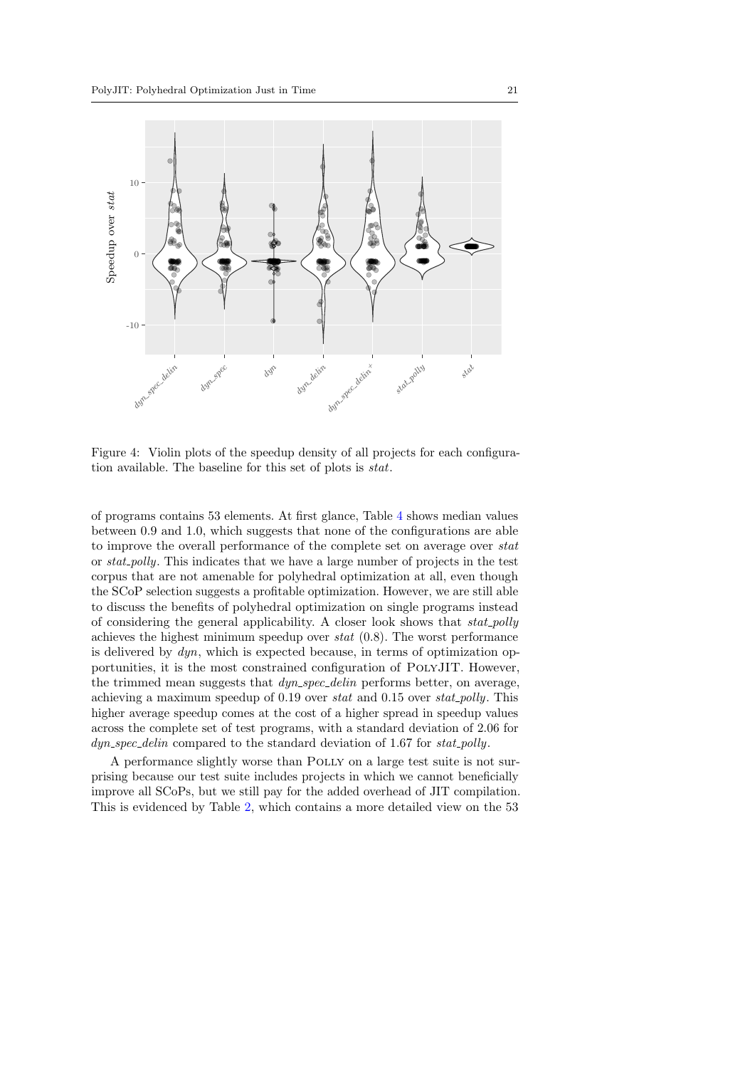Figure 4: Violin plots of the speedup density of all projects for each configuration available. The baseline for this set of plots is *stat*.

of programs contains 53 elements. At first glance, Table 4 shows median values between 0.9 and 1.0, which suggests that none of the configurations are able to improve the overall performance of the complete set on average over *stat* or *stat_polly*. This indicates that we have a large number of projects in the test corpus that are not amenable for polyhedral optimization at all, even though the SCoP selection suggests a profitable optimization. However, we are still able to discuss the benefits of polyhedral optimization on single programs instead of considering the general applicability. A closer look shows that *stat_polly* achieves the highest minimum speedup over *stat* (0.8). The worst performance is delivered by *dyn*, which is expected because, in terms of optimization opportunities, it is the most constrained configuration of PolyJIT. However, the trimmed mean suggests that *dyn_spec_delin* performs better, on average, achieving a maximum speedup of 0.19 over *stat* and 0.15 over *stat_polly*. This higher average speedup comes at the cost of a higher spread in speedup values across the complete set of test programs, with a standard deviation of 2.06 for *dyn_spec_delin* compared to the standard deviation of 1.67 for *stat_polly*.

A performance slightly worse than Polly on a large test suite is not surprising because our test suite includes projects in which we cannot beneficially improve all SCoPs, but we still pay for the added overhead of JIT compilation. This is evidenced by Table 2, which contains a more detailed view on the 53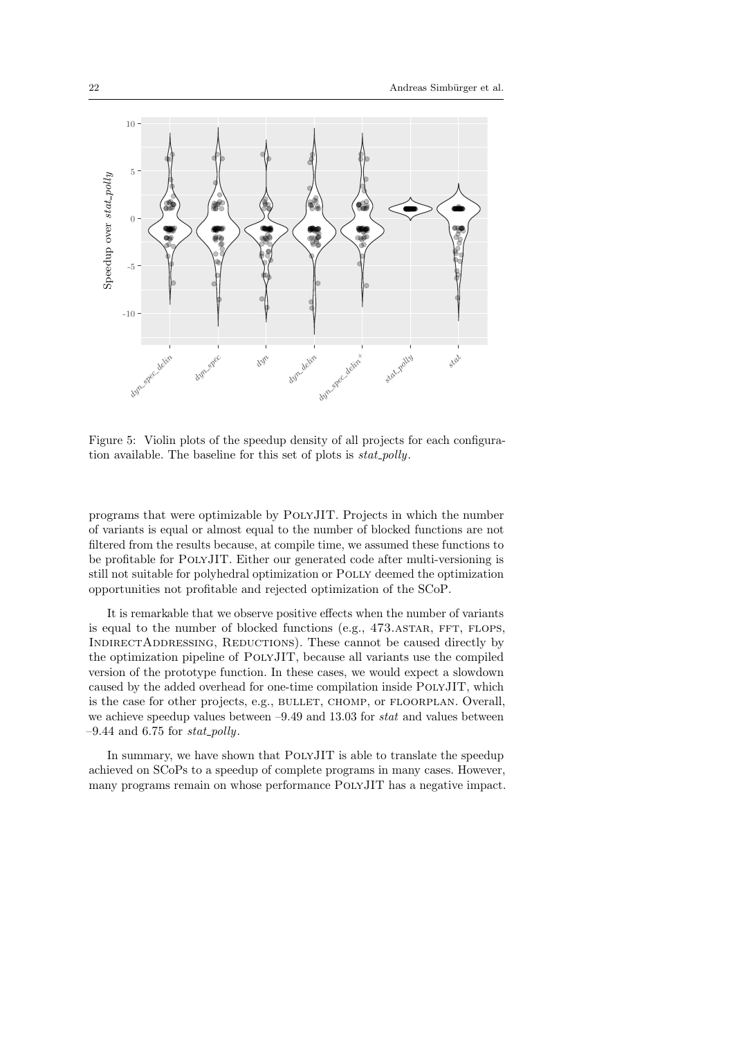Figure 5: Violin plots of the speedup density of all projects for each configuration available. The baseline for this set of plots is *stat_polly*.

programs that were optimizable by PolyJIT. Projects in which the number of variants is equal or almost equal to the number of blocked functions are not filtered from the results because, at compile time, we assumed these functions to be profitable for PolyJIT. Either our generated code after multi-versioning is still not suitable for polyhedral optimization or Polly deemed the optimization opportunities not profitable and rejected optimization of the SCoP.

It is remarkable that we observe positive effects when the number of variants is equal to the number of blocked functions (e.g., 473.astar, fft, flops, IndirectAddressing, Reductions). These cannot be caused directly by the optimization pipeline of PolyJIT, because all variants use the compiled version of the prototype function. In these cases, we would expect a slowdown caused by the added overhead for one-time compilation inside PolyJIT, which is the case for other projects, e.g., bullet, chomp, or floorplan. Overall, we achieve speedup values between –9.49 and 13.03 for *stat* and values between –9.44 and 6.75 for *stat_polly*.

In summary, we have shown that PolyJIT is able to translate the speedup achieved on SCoPs to a speedup of complete programs in many cases. However, many programs remain on whose performance PolyJIT has a negative impact.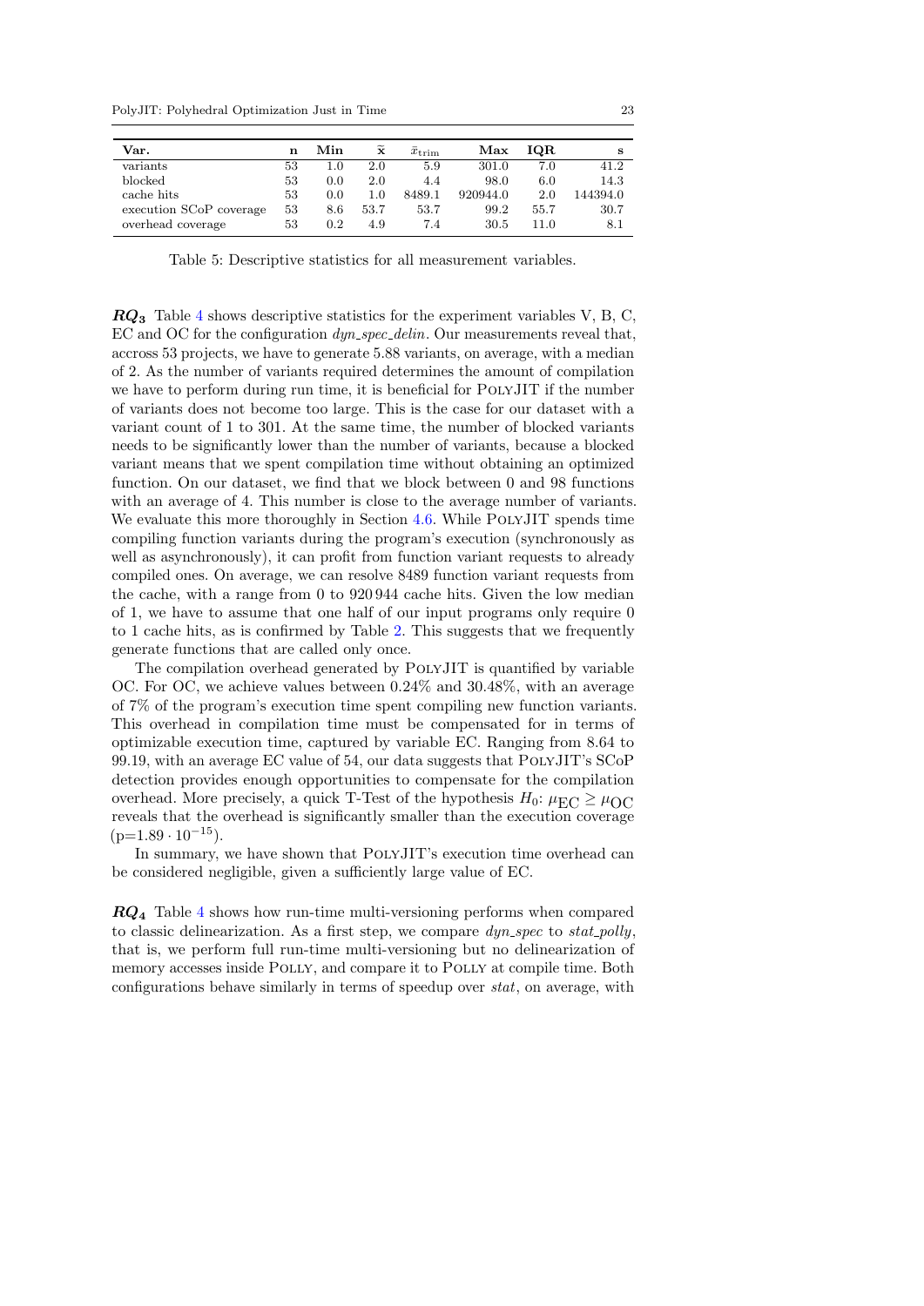| Var. | n | Min | $\widetilde{x}$ | $\bar{x}_{\text{trim}}$ | Max | IQR | s |
|---|---|---|---|---|---|---|---|
| variants | 53 | 1.0 | 2.0 | 5.9 | 301.0 | 7.0 | 41.2 |
| blocked | 53 | 0.0 | 2.0 | 4.4 | 98.0 | 6.0 | 14.3 |
| cache hits | 53 | 0.0 | 1.0 | 8489.1 | 920944.0 | 2.0 | 144394.0 |
| execution SCoP coverage | 53 | 8.6 | 53.7 | 53.7 | 99.2 | 55.7 | 30.7 |
| overhead coverage | 53 | 0.2 | 4.9 | 7.4 | 30.5 | 11.0 | 8.1 |

Table 5: Descriptive statistics for all measurement variables.

***RQ*$_3$** Table 4 shows descriptive statistics for the experiment variables V, B, C, EC and OC for the configuration *dyn_spec_delin*. Our measurements reveal that, accross 53 projects, we have to generate 5.88 variants, on average, with a median of 2. As the number of variants required determines the amount of compilation we have to perform during run time, it is beneficial for PolyJIT if the number of variants does not become too large. This is the case for our dataset with a variant count of 1 to 301. At the same time, the number of blocked variants needs to be significantly lower than the number of variants, because a blocked variant means that we spent compilation time without obtaining an optimized function. On our dataset, we find that we block between 0 and 98 functions with an average of 4. This number is close to the average number of variants. We evaluate this more thoroughly in Section 4.6. While PolyJIT spends time compiling function variants during the program's execution (synchronously as well as asynchronously), it can profit from function variant requests to already compiled ones. On average, we can resolve 8489 function variant requests from the cache, with a range from 0 to 920 944 cache hits. Given the low median of 1, we have to assume that one half of our input programs only require 0 to 1 cache hits, as is confirmed by Table 2. This suggests that we frequently generate functions that are called only once.

The compilation overhead generated by PolyJIT is quantified by variable OC. For OC, we achieve values between 0.24% and 30.48%, with an average of 7% of the program's execution time spent compiling new function variants. This overhead in compilation time must be compensated for in terms of optimizable execution time, captured by variable EC. Ranging from 8.64 to 99.19, with an average EC value of 54, our data suggests that PolyJIT's SCoP detection provides enough opportunities to compensate for the compilation overhead. More precisely, a quick T-Test of the hypothesis $H_0$: $\mu_{\text{EC}} \geq \mu_{\text{OC}}$ reveals that the overhead is significantly smaller than the execution coverage ($p{=}1.89 \cdot 10^{-15}$).

In summary, we have shown that PolyJIT's execution time overhead can be considered negligible, given a sufficiently large value of EC.

***RQ*$_4$** Table 4 shows how run-time multi-versioning performs when compared to classic delinearization. As a first step, we compare *dyn_spec* to *stat_polly*, that is, we perform full run-time multi-versioning but no delinearization of memory accesses inside Polly, and compare it to Polly at compile time. Both configurations behave similarly in terms of speedup over *stat*, on average, with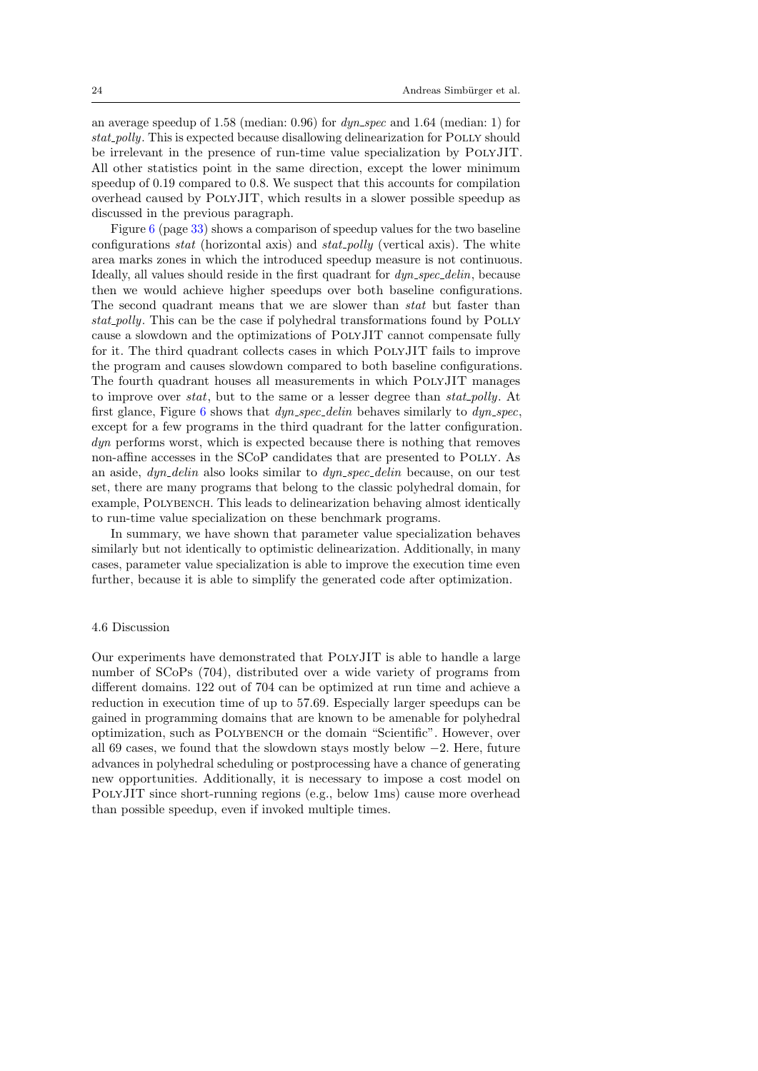an average speedup of 1.58 (median: 0.96) for *dyn_spec* and 1.64 (median: 1) for *stat_polly*. This is expected because disallowing delinearization for Polly should be irrelevant in the presence of run-time value specialization by PolyJIT. All other statistics point in the same direction, except the lower minimum speedup of 0.19 compared to 0.8. We suspect that this accounts for compilation overhead caused by PolyJIT, which results in a slower possible speedup as discussed in the previous paragraph.

Figure 6 (page 33) shows a comparison of speedup values for the two baseline configurations *stat* (horizontal axis) and *stat_polly* (vertical axis). The white area marks zones in which the introduced speedup measure is not continuous. Ideally, all values should reside in the first quadrant for *dyn_spec_delin*, because then we would achieve higher speedups over both baseline configurations. The second quadrant means that we are slower than *stat* but faster than *stat_polly*. This can be the case if polyhedral transformations found by Polly cause a slowdown and the optimizations of PolyJIT cannot compensate fully for it. The third quadrant collects cases in which PolyJIT fails to improve the program and causes slowdown compared to both baseline configurations. The fourth quadrant houses all measurements in which PolyJIT manages to improve over *stat*, but to the same or a lesser degree than *stat_polly*. At first glance, Figure 6 shows that *dyn_spec_delin* behaves similarly to *dyn_spec*, except for a few programs in the third quadrant for the latter configuration. *dyn* performs worst, which is expected because there is nothing that removes non-affine accesses in the SCoP candidates that are presented to Polly. As an aside, *dyn_delin* also looks similar to *dyn_spec_delin* because, on our test set, there are many programs that belong to the classic polyhedral domain, for example, Polybench. This leads to delinearization behaving almost identically to run-time value specialization on these benchmark programs.

In summary, we have shown that parameter value specialization behaves similarly but not identically to optimistic delinearization. Additionally, in many cases, parameter value specialization is able to improve the execution time even further, because it is able to simplify the generated code after optimization.

### 4.6 Discussion

Our experiments have demonstrated that PolyJIT is able to handle a large number of SCoPs (704), distributed over a wide variety of programs from different domains. 122 out of 704 can be optimized at run time and achieve a reduction in execution time of up to 57.69. Especially larger speedups can be gained in programming domains that are known to be amenable for polyhedral optimization, such as Polybench or the domain "Scientific". However, over all 69 cases, we found that the slowdown stays mostly below $-2$. Here, future advances in polyhedral scheduling or postprocessing have a chance of generating new opportunities. Additionally, it is necessary to impose a cost model on PolyJIT since short-running regions (e.g., below 1ms) cause more overhead than possible speedup, even if invoked multiple times.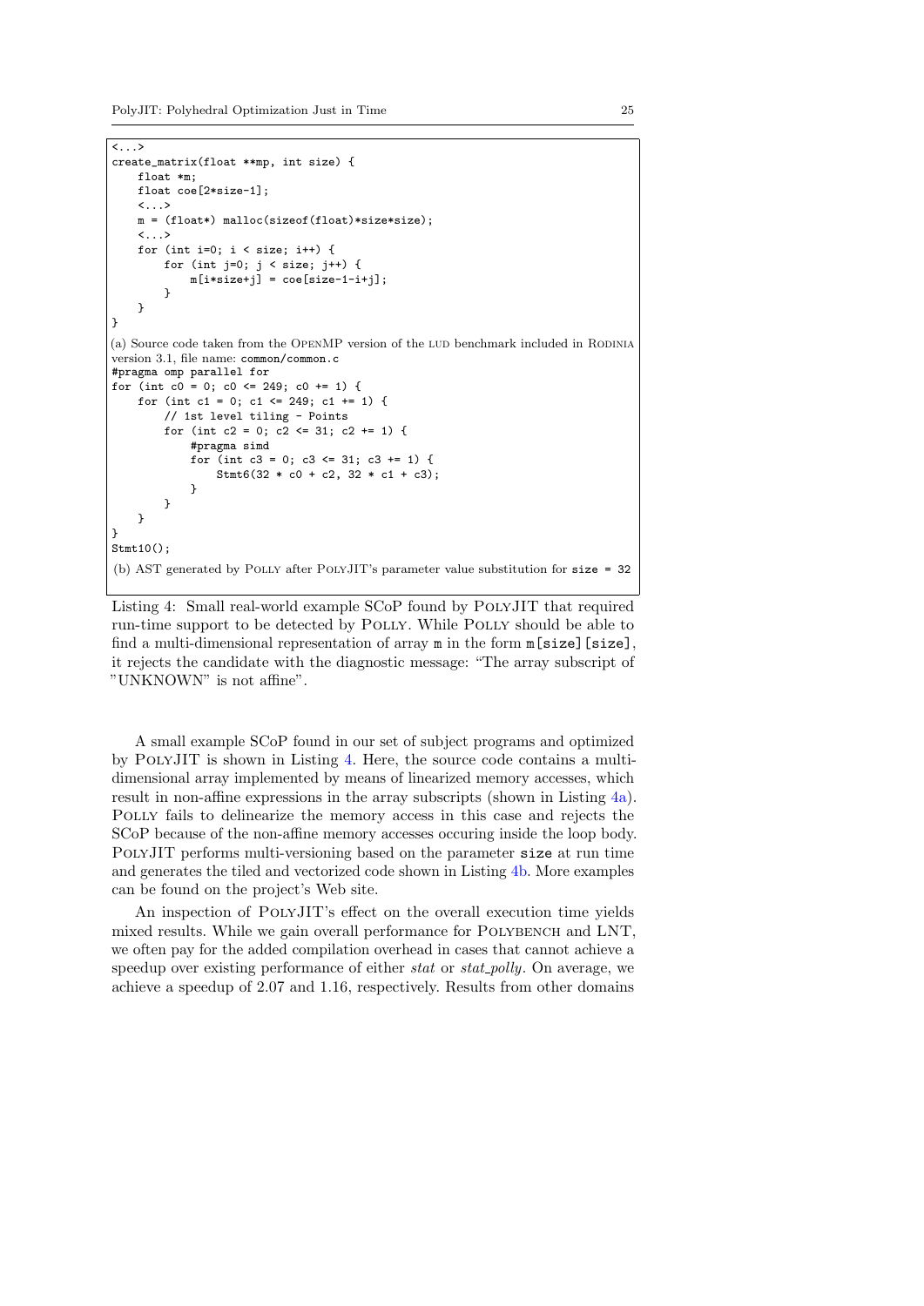```
<...>
create_matrix(float **mp, int size) {
    float *m;
    float coe[2*size-1];
    <...>
    m = (float*) malloc(sizeof(float)*size*size);
    <...>
    for (int i=0; i < size; i++) {
        for (int j=0; j < size; j++) {
            m[i*size+j] = coe[size-1-i+j];
        }
    }
}
```

(a) Source code taken from the OpenMP version of the LUD benchmark included in Rodinia version 3.1, file name: common/common.c

```
#pragma omp parallel for
for (int c0 = 0; c0 <= 249; c0 += 1) {
    for (int c1 = 0; c1 <= 249; c1 += 1) {
        // 1st level tiling - Points
        for (int c2 = 0; c2 <= 31; c2 += 1) {
            #pragma simd
            for (int c3 = 0; c3 <= 31; c3 += 1) {
                Stmt6(32 * c0 + c2, 32 * c1 + c3);
            }
        }
    }
}
Stmt10();
```

(b) AST generated by Polly after PolyJIT's parameter value substitution for size = 32

Listing 4: Small real-world example SCoP found by PolyJIT that required run-time support to be detected by Polly. While Polly should be able to find a multi-dimensional representation of array m in the form m[size][size], it rejects the candidate with the diagnostic message: "The array subscript of "UNKNOWN" is not affine".

A small example SCoP found in our set of subject programs and optimized by PolyJIT is shown in Listing 4. Here, the source code contains a multi-dimensional array implemented by means of linearized memory accesses, which result in non-affine expressions in the array subscripts (shown in Listing 4a). Polly fails to delinearize the memory access in this case and rejects the SCoP because of the non-affine memory accesses occuring inside the loop body. PolyJIT performs multi-versioning based on the parameter size at run time and generates the tiled and vectorized code shown in Listing 4b. More examples can be found on the project's Web site.

An inspection of PolyJIT's effect on the overall execution time yields mixed results. While we gain overall performance for Polybench and LNT, we often pay for the added compilation overhead in cases that cannot achieve a speedup over existing performance of either *stat* or *stat_polly*. On average, we achieve a speedup of 2.07 and 1.16, respectively. Results from other domains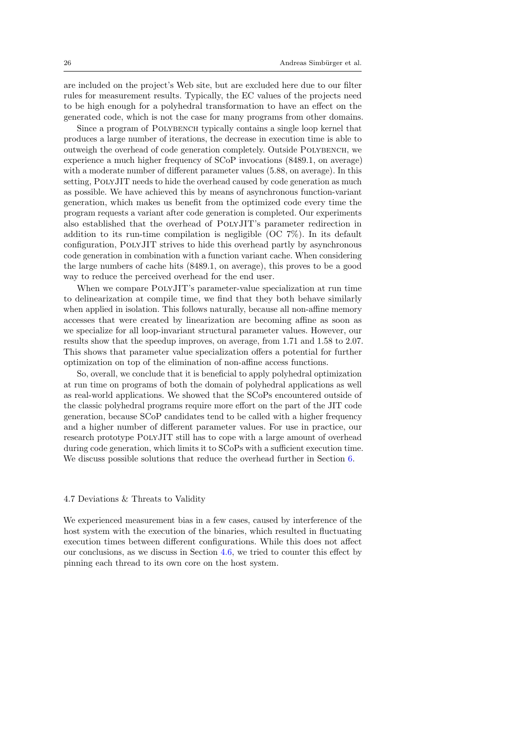are included on the project's Web site, but are excluded here due to our filter rules for measurement results. Typically, the EC values of the projects need to be high enough for a polyhedral transformation to have an effect on the generated code, which is not the case for many programs from other domains.

Since a program of POLYBENCH typically contains a single loop kernel that produces a large number of iterations, the decrease in execution time is able to outweigh the overhead of code generation completely. Outside POLYBENCH, we experience a much higher frequency of SCoP invocations (8489.1, on average) with a moderate number of different parameter values (5.88, on average). In this setting, POLYJIT needs to hide the overhead caused by code generation as much as possible. We have achieved this by means of asynchronous function-variant generation, which makes us benefit from the optimized code every time the program requests a variant after code generation is completed. Our experiments also established that the overhead of POLYJIT's parameter redirection in addition to its run-time compilation is negligible (OC 7%). In its default configuration, POLYJIT strives to hide this overhead partly by asynchronous code generation in combination with a function variant cache. When considering the large numbers of cache hits (8489.1, on average), this proves to be a good way to reduce the perceived overhead for the end user.

When we compare POLYJIT's parameter-value specialization at run time to delinearization at compile time, we find that they both behave similarly when applied in isolation. This follows naturally, because all non-affine memory accesses that were created by linearization are becoming affine as soon as we specialize for all loop-invariant structural parameter values. However, our results show that the speedup improves, on average, from 1.71 and 1.58 to 2.07. This shows that parameter value specialization offers a potential for further optimization on top of the elimination of non-affine access functions.

So, overall, we conclude that it is beneficial to apply polyhedral optimization at run time on programs of both the domain of polyhedral applications as well as real-world applications. We showed that the SCoPs encountered outside of the classic polyhedral programs require more effort on the part of the JIT code generation, because SCoP candidates tend to be called with a higher frequency and a higher number of different parameter values. For use in practice, our research prototype POLYJIT still has to cope with a large amount of overhead during code generation, which limits it to SCoPs with a sufficient execution time. We discuss possible solutions that reduce the overhead further in Section 6.

### 4.7 Deviations & Threats to Validity

We experienced measurement bias in a few cases, caused by interference of the host system with the execution of the binaries, which resulted in fluctuating execution times between different configurations. While this does not affect our conclusions, as we discuss in Section 4.6, we tried to counter this effect by pinning each thread to its own core on the host system.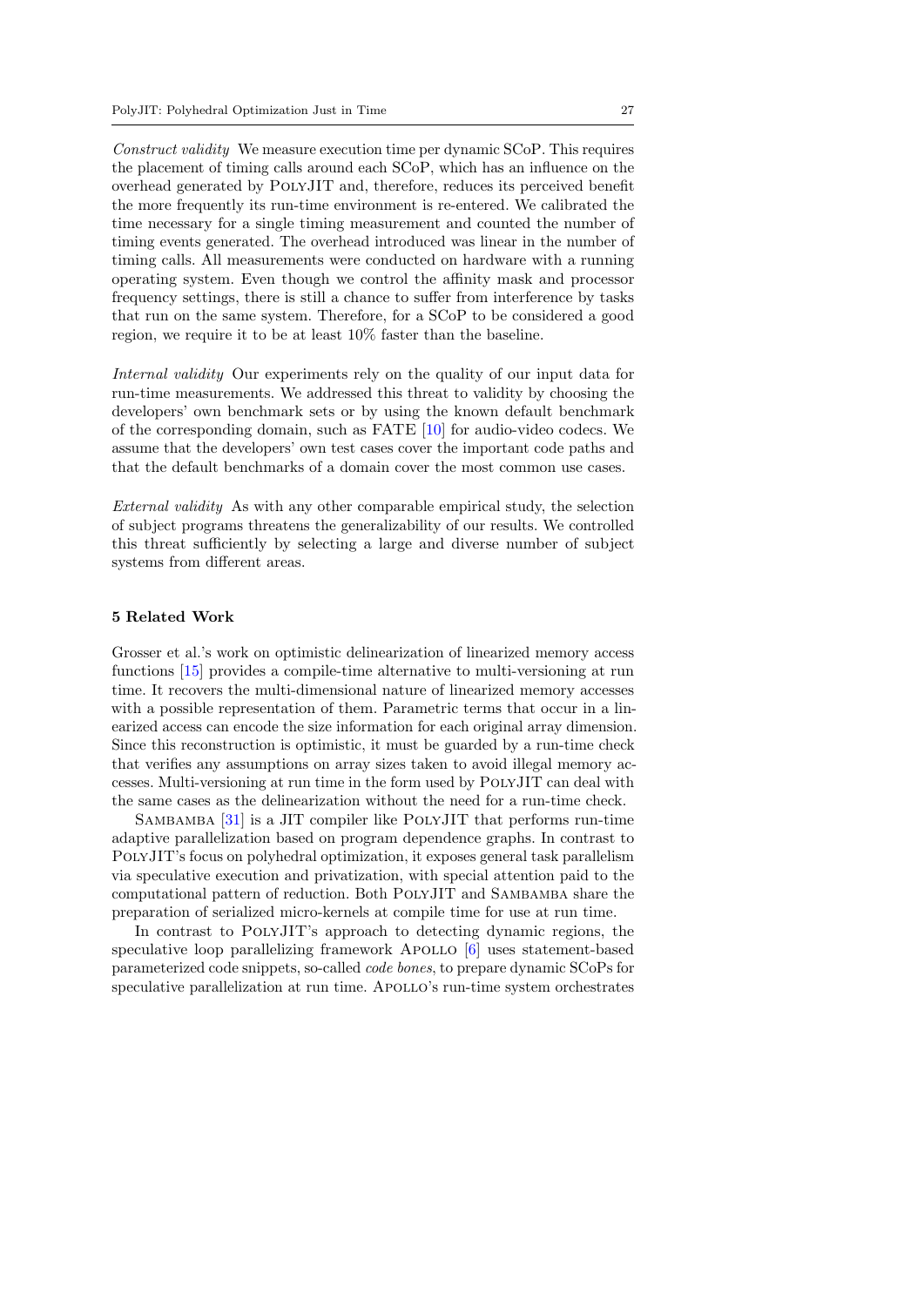*Construct validity* We measure execution time per dynamic SCoP. This requires the placement of timing calls around each SCoP, which has an influence on the overhead generated by PolyJIT and, therefore, reduces its perceived benefit the more frequently its run-time environment is re-entered. We calibrated the time necessary for a single timing measurement and counted the number of timing events generated. The overhead introduced was linear in the number of timing calls. All measurements were conducted on hardware with a running operating system. Even though we control the affinity mask and processor frequency settings, there is still a chance to suffer from interference by tasks that run on the same system. Therefore, for a SCoP to be considered a good region, we require it to be at least 10% faster than the baseline.

*Internal validity* Our experiments rely on the quality of our input data for run-time measurements. We addressed this threat to validity by choosing the developers' own benchmark sets or by using the known default benchmark of the corresponding domain, such as FATE [10] for audio-video codecs. We assume that the developers' own test cases cover the important code paths and that the default benchmarks of a domain cover the most common use cases.

*External validity* As with any other comparable empirical study, the selection of subject programs threatens the generalizability of our results. We controlled this threat sufficiently by selecting a large and diverse number of subject systems from different areas.

## 5 Related Work

Grosser et al.'s work on optimistic delinearization of linearized memory access functions [15] provides a compile-time alternative to multi-versioning at run time. It recovers the multi-dimensional nature of linearized memory accesses with a possible representation of them. Parametric terms that occur in a linearized access can encode the size information for each original array dimension. Since this reconstruction is optimistic, it must be guarded by a run-time check that verifies any assumptions on array sizes taken to avoid illegal memory accesses. Multi-versioning at run time in the form used by PolyJIT can deal with the same cases as the delinearization without the need for a run-time check.

Sambamba [31] is a JIT compiler like PolyJIT that performs run-time adaptive parallelization based on program dependence graphs. In contrast to PolyJIT's focus on polyhedral optimization, it exposes general task parallelism via speculative execution and privatization, with special attention paid to the computational pattern of reduction. Both PolyJIT and Sambamba share the preparation of serialized micro-kernels at compile time for use at run time.

In contrast to PolyJIT's approach to detecting dynamic regions, the speculative loop parallelizing framework Apollo [6] uses statement-based parameterized code snippets, so-called *code bones*, to prepare dynamic SCoPs for speculative parallelization at run time. Apollo's run-time system orchestrates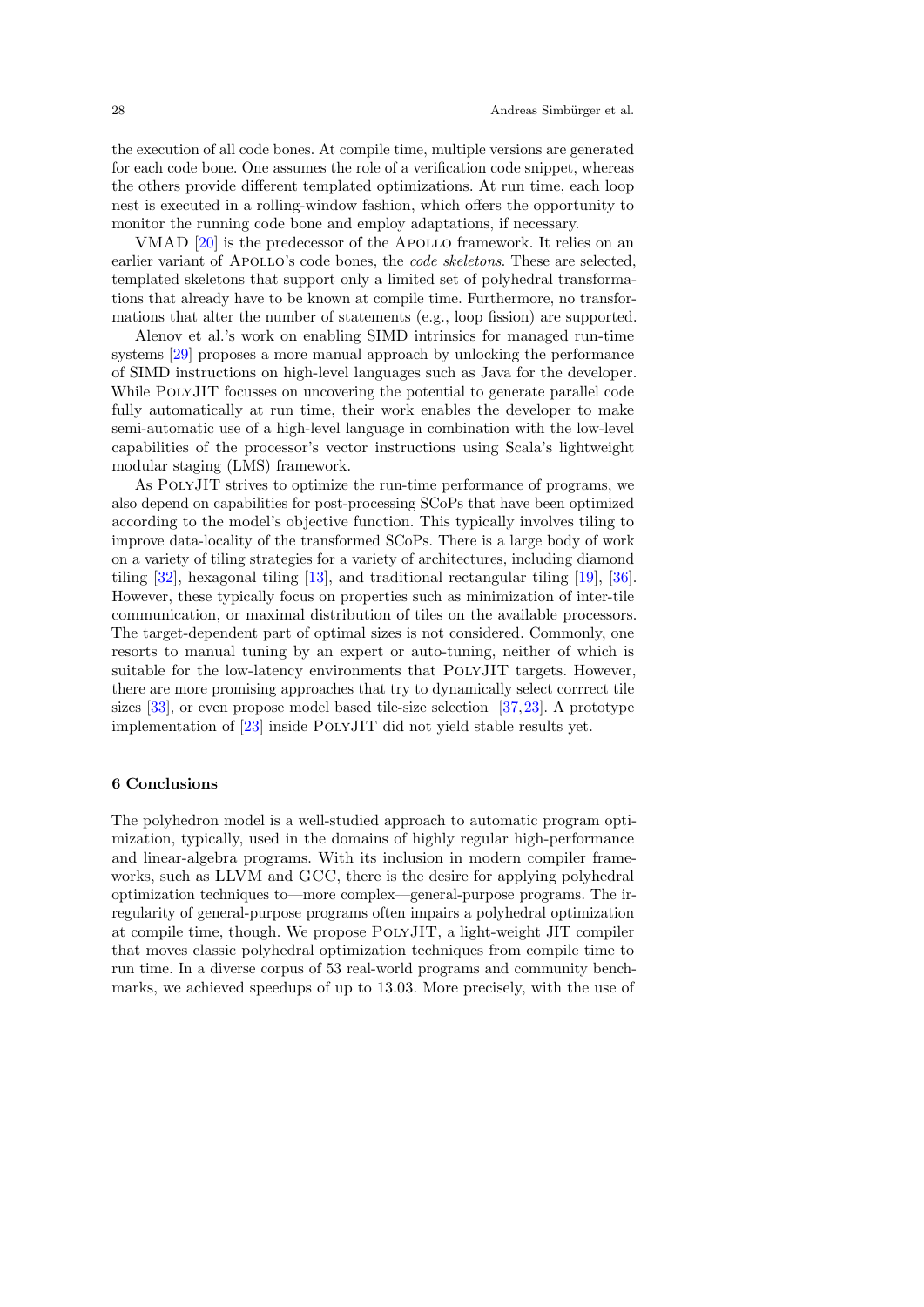the execution of all code bones. At compile time, multiple versions are generated for each code bone. One assumes the role of a verification code snippet, whereas the others provide different templated optimizations. At run time, each loop nest is executed in a rolling-window fashion, which offers the opportunity to monitor the running code bone and employ adaptations, if necessary.

VMAD [20] is the predecessor of the Apollo framework. It relies on an earlier variant of Apollo's code bones, the *code skeletons*. These are selected, templated skeletons that support only a limited set of polyhedral transformations that already have to be known at compile time. Furthermore, no transformations that alter the number of statements (e.g., loop fission) are supported.

Alenov et al.'s work on enabling SIMD intrinsics for managed run-time systems [29] proposes a more manual approach by unlocking the performance of SIMD instructions on high-level languages such as Java for the developer. While PolyJIT focusses on uncovering the potential to generate parallel code fully automatically at run time, their work enables the developer to make semi-automatic use of a high-level language in combination with the low-level capabilities of the processor's vector instructions using Scala's lightweight modular staging (LMS) framework.

As PolyJIT strives to optimize the run-time performance of programs, we also depend on capabilities for post-processing SCoPs that have been optimized according to the model's objective function. This typically involves tiling to improve data-locality of the transformed SCoPs. There is a large body of work on a variety of tiling strategies for a variety of architectures, including diamond tiling [32], hexagonal tiling [13], and traditional rectangular tiling [19], [36]. However, these typically focus on properties such as minimization of inter-tile communication, or maximal distribution of tiles on the available processors. The target-dependent part of optimal sizes is not considered. Commonly, one resorts to manual tuning by an expert or auto-tuning, neither of which is suitable for the low-latency environments that PolyJIT targets. However, there are more promising approaches that try to dynamically select corrrect tile sizes [33], or even propose model based tile-size selection [37,23]. A prototype implementation of [23] inside PolyJIT did not yield stable results yet.

## 6 Conclusions

The polyhedron model is a well-studied approach to automatic program optimization, typically, used in the domains of highly regular high-performance and linear-algebra programs. With its inclusion in modern compiler frameworks, such as LLVM and GCC, there is the desire for applying polyhedral optimization techniques to—more complex—general-purpose programs. The irregularity of general-purpose programs often impairs a polyhedral optimization at compile time, though. We propose PolyJIT, a light-weight JIT compiler that moves classic polyhedral optimization techniques from compile time to run time. In a diverse corpus of 53 real-world programs and community benchmarks, we achieved speedups of up to 13.03. More precisely, with the use of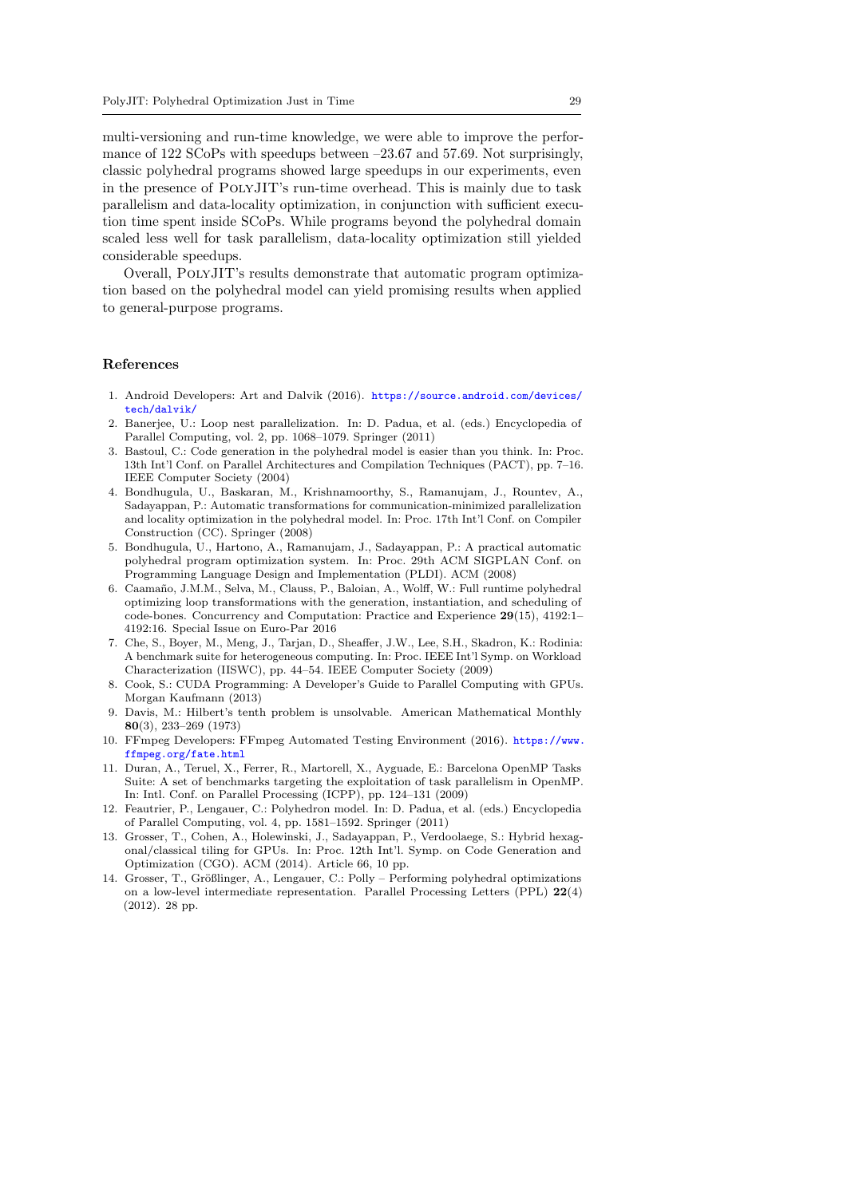multi-versioning and run-time knowledge, we were able to improve the performance of 122 SCoPs with speedups between –23.67 and 57.69. Not surprisingly, classic polyhedral programs showed large speedups in our experiments, even in the presence of PolyJIT's run-time overhead. This is mainly due to task parallelism and data-locality optimization, in conjunction with sufficient execution time spent inside SCoPs. While programs beyond the polyhedral domain scaled less well for task parallelism, data-locality optimization still yielded considerable speedups.

Overall, PolyJIT's results demonstrate that automatic program optimization based on the polyhedral model can yield promising results when applied to general-purpose programs.

## References

1. Android Developers: Art and Dalvik (2016). https://source.android.com/devices/tech/dalvik/
2. Banerjee, U.: Loop nest parallelization. In: D. Padua, et al. (eds.) Encyclopedia of Parallel Computing, vol. 2, pp. 1068–1079. Springer (2011)
3. Bastoul, C.: Code generation in the polyhedral model is easier than you think. In: Proc. 13th Int'l Conf. on Parallel Architectures and Compilation Techniques (PACT), pp. 7–16. IEEE Computer Society (2004)
4. Bondhugula, U., Baskaran, M., Krishnamoorthy, S., Ramanujam, J., Rountev, A., Sadayappan, P.: Automatic transformations for communication-minimized parallelization and locality optimization in the polyhedral model. In: Proc. 17th Int'l Conf. on Compiler Construction (CC). Springer (2008)
5. Bondhugula, U., Hartono, A., Ramanujam, J., Sadayappan, P.: A practical automatic polyhedral program optimization system. In: Proc. 29th ACM SIGPLAN Conf. on Programming Language Design and Implementation (PLDI). ACM (2008)
6. Caamaño, J.M.M., Selva, M., Clauss, P., Baloian, A., Wolff, W.: Full runtime polyhedral optimizing loop transformations with the generation, instantiation, and scheduling of code-bones. Concurrency and Computation: Practice and Experience **29**(15), 4192:1–4192:16. Special Issue on Euro-Par 2016
7. Che, S., Boyer, M., Meng, J., Tarjan, D., Sheaffer, J.W., Lee, S.H., Skadron, K.: Rodinia: A benchmark suite for heterogeneous computing. In: Proc. IEEE Int'l Symp. on Workload Characterization (IISWC), pp. 44–54. IEEE Computer Society (2009)
8. Cook, S.: CUDA Programming: A Developer's Guide to Parallel Computing with GPUs. Morgan Kaufmann (2013)
9. Davis, M.: Hilbert's tenth problem is unsolvable. American Mathematical Monthly **80**(3), 233–269 (1973)
10. FFmpeg Developers: FFmpeg Automated Testing Environment (2016). https://www.ffmpeg.org/fate.html
11. Duran, A., Teruel, X., Ferrer, R., Martorell, X., Ayguade, E.: Barcelona OpenMP Tasks Suite: A set of benchmarks targeting the exploitation of task parallelism in OpenMP. In: Intl. Conf. on Parallel Processing (ICPP), pp. 124–131 (2009)
12. Feautrier, P., Lengauer, C.: Polyhedron model. In: D. Padua, et al. (eds.) Encyclopedia of Parallel Computing, vol. 4, pp. 1581–1592. Springer (2011)
13. Grosser, T., Cohen, A., Holewinski, J., Sadayappan, P., Verdoolaege, S.: Hybrid hexagonal/classical tiling for GPUs. In: Proc. 12th Int'l. Symp. on Code Generation and Optimization (CGO). ACM (2014). Article 66, 10 pp.
14. Grosser, T., Größlinger, A., Lengauer, C.: Polly – Performing polyhedral optimizations on a low-level intermediate representation. Parallel Processing Letters (PPL) **22**(4) (2012). 28 pp.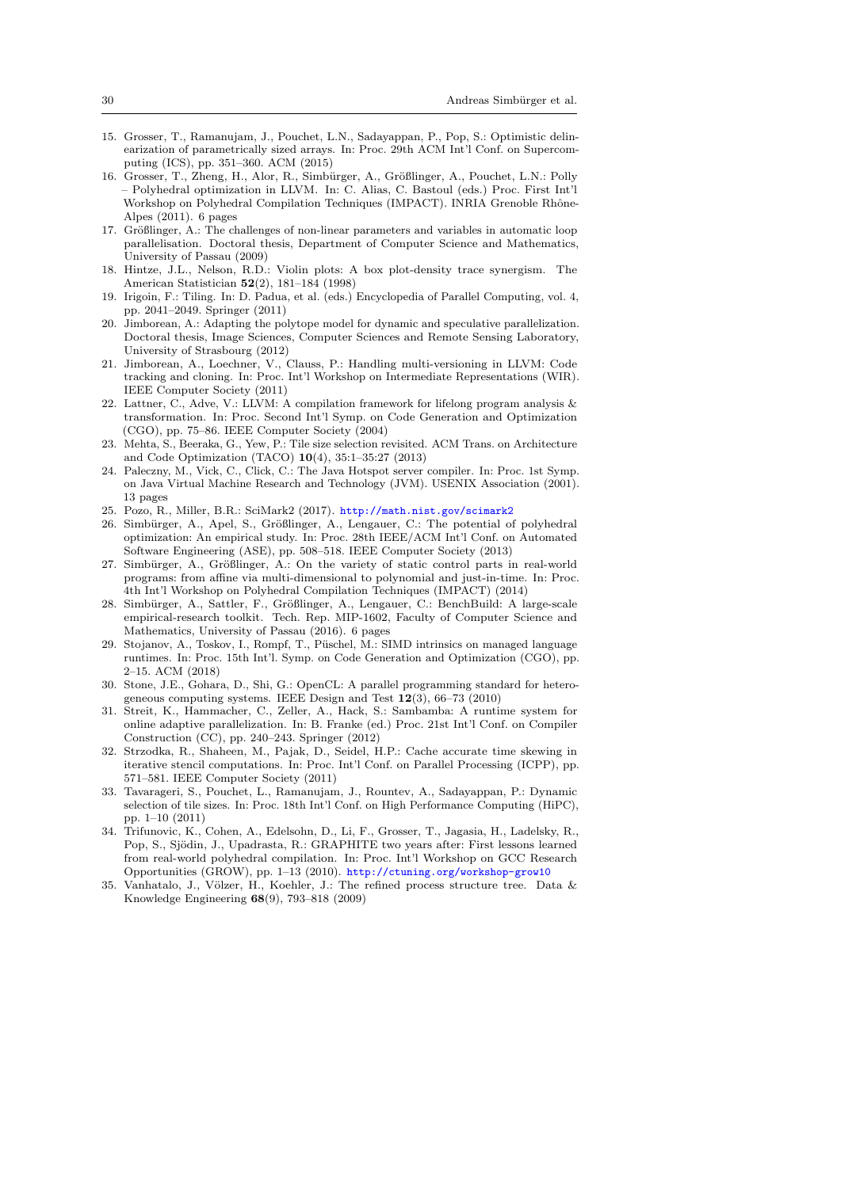15. Grosser, T., Ramanujam, J., Pouchet, L.N., Sadayappan, P., Pop, S.: Optimistic delinearization of parametrically sized arrays. In: Proc. 29th ACM Int'l Conf. on Supercomputing (ICS), pp. 351–360. ACM (2015)
16. Grosser, T., Zheng, H., Alor, R., Simbürger, A., Größlinger, A., Pouchet, L.N.: Polly – Polyhedral optimization in LLVM. In: C. Alias, C. Bastoul (eds.) Proc. First Int'l Workshop on Polyhedral Compilation Techniques (IMPACT). INRIA Grenoble Rhône-Alpes (2011). 6 pages
17. Größlinger, A.: The challenges of non-linear parameters and variables in automatic loop parallelisation. Doctoral thesis, Department of Computer Science and Mathematics, University of Passau (2009)
18. Hintze, J.L., Nelson, R.D.: Violin plots: A box plot-density trace synergism. The American Statistician **52**(2), 181–184 (1998)
19. Irigoin, F.: Tiling. In: D. Padua, et al. (eds.) Encyclopedia of Parallel Computing, vol. 4, pp. 2041–2049. Springer (2011)
20. Jimborean, A.: Adapting the polytope model for dynamic and speculative parallelization. Doctoral thesis, Image Sciences, Computer Sciences and Remote Sensing Laboratory, University of Strasbourg (2012)
21. Jimborean, A., Loechner, V., Clauss, P.: Handling multi-versioning in LLVM: Code tracking and cloning. In: Proc. Int'l Workshop on Intermediate Representations (WIR). IEEE Computer Society (2011)
22. Lattner, C., Adve, V.: LLVM: A compilation framework for lifelong program analysis & transformation. In: Proc. Second Int'l Symp. on Code Generation and Optimization (CGO), pp. 75–86. IEEE Computer Society (2004)
23. Mehta, S., Beeraka, G., Yew, P.: Tile size selection revisited. ACM Trans. on Architecture and Code Optimization (TACO) **10**(4), 35:1–35:27 (2013)
24. Paleczny, M., Vick, C., Click, C.: The Java Hotspot server compiler. In: Proc. 1st Symp. on Java Virtual Machine Research and Technology (JVM). USENIX Association (2001). 13 pages
25. Pozo, R., Miller, B.R.: SciMark2 (2017). http://math.nist.gov/scimark2
26. Simbürger, A., Apel, S., Größlinger, A., Lengauer, C.: The potential of polyhedral optimization: An empirical study. In: Proc. 28th IEEE/ACM Int'l Conf. on Automated Software Engineering (ASE), pp. 508–518. IEEE Computer Society (2013)
27. Simbürger, A., Größlinger, A.: On the variety of static control parts in real-world programs: from affine via multi-dimensional to polynomial and just-in-time. In: Proc. 4th Int'l Workshop on Polyhedral Compilation Techniques (IMPACT) (2014)
28. Simbürger, A., Sattler, F., Größlinger, A., Lengauer, C.: BenchBuild: A large-scale empirical-research toolkit. Tech. Rep. MIP-1602, Faculty of Computer Science and Mathematics, University of Passau (2016). 6 pages
29. Stojanov, A., Toskov, I., Rompf, T., Püschel, M.: SIMD intrinsics on managed language runtimes. In: Proc. 15th Int'l. Symp. on Code Generation and Optimization (CGO), pp. 2–15. ACM (2018)
30. Stone, J.E., Gohara, D., Shi, G.: OpenCL: A parallel programming standard for heterogeneous computing systems. IEEE Design and Test **12**(3), 66–73 (2010)
31. Streit, K., Hammacher, C., Zeller, A., Hack, S.: Sambamba: A runtime system for online adaptive parallelization. In: B. Franke (ed.) Proc. 21st Int'l Conf. on Compiler Construction (CC), pp. 240–243. Springer (2012)
32. Strzodka, R., Shaheen, M., Pajak, D., Seidel, H.P.: Cache accurate time skewing in iterative stencil computations. In: Proc. Int'l Conf. on Parallel Processing (ICPP), pp. 571–581. IEEE Computer Society (2011)
33. Tavarageri, S., Pouchet, L., Ramanujam, J., Rountev, A., Sadayappan, P.: Dynamic selection of tile sizes. In: Proc. 18th Int'l Conf. on High Performance Computing (HiPC), pp. 1–10 (2011)
34. Trifunovic, K., Cohen, A., Edelsohn, D., Li, F., Grosser, T., Jagasia, H., Ladelsky, R., Pop, S., Sjödin, J., Upadrasta, R.: GRAPHITE two years after: First lessons learned from real-world polyhedral compilation. In: Proc. Int'l Workshop on GCC Research Opportunities (GROW), pp. 1–13 (2010). http://ctuning.org/workshop-grow10
35. Vanhatalo, J., Völzer, H., Koehler, J.: The refined process structure tree. Data & Knowledge Engineering **68**(9), 793–818 (2009)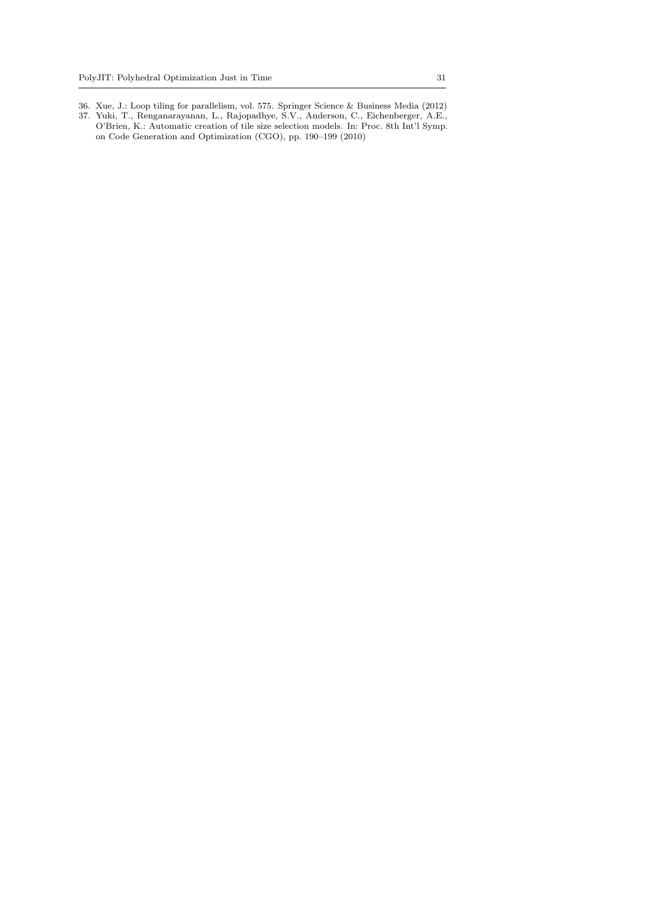36. Xue, J.: Loop tiling for parallelism, vol. 575. Springer Science & Business Media (2012)
37. Yuki, T., Renganarayanan, L., Rajopadhye, S.V., Anderson, C., Eichenberger, A.E., O'Brien, K.: Automatic creation of tile size selection models. In: Proc. 8th Int'l Symp. on Code Generation and Optimization (CGO), pp. 190–199 (2010)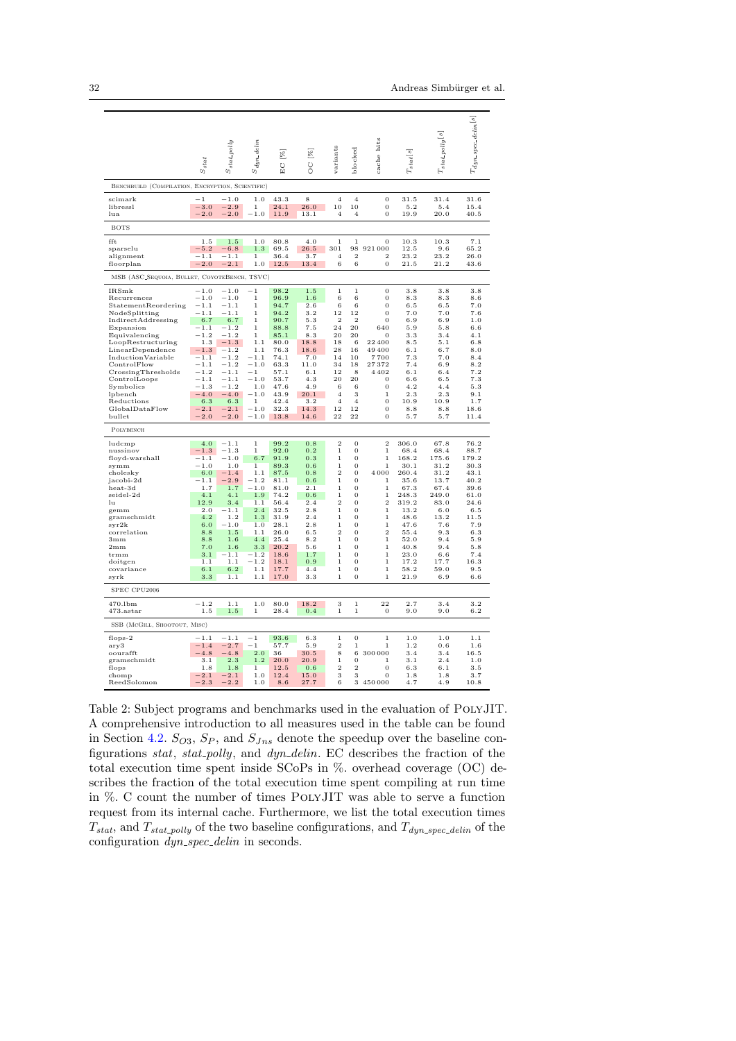|  | $S_{stat}$ | $S_{stat\_polly}$ | $S_{dyn\_delin}$ | EC [%] | OC [%] | variants | blocked | cache hits | $T_{stat}[s]$ | $T_{stat\_polly}[s]$ | $T_{dyn\_spec\_delin}[s]$ |
|---|---|---|---|---|---|---|---|---|---|---|---|
| BENCHBUILD (COMPILATION, ENCRYPTION, SCIENTIFIC) | | | | | | | | | | | |
| scimark | −1 | −1.0 | 1.0 | 43.3 | 8 | 4 | 4 | 0 | 31.5 | 31.4 | 31.6 |
| libressl | −3.0 | −2.9 | 1 | 24.1 | 26.0 | 10 | 10 | 0 | 5.2 | 5.4 | 15.4 |
| lua | −2.0 | −2.0 | −1.0 | 11.9 | 13.1 | 4 | 4 | 0 | 19.9 | 20.0 | 40.5 |
| BOTS | | | | | | | | | | | |
| fft | 1.5 | 1.5 | 1.0 | 80.8 | 4.0 | 1 | 1 | 0 | 10.3 | 10.3 | 7.1 |
| sparselu | −5.2 | −6.8 | 1.3 | 69.5 | 26.5 | 301 | 98 | 921 000 | 12.5 | 9.6 | 65.2 |
| alignment | −1.1 | −1.1 | 1 | 36.4 | 3.7 | 4 | 2 | 2 | 23.2 | 23.2 | 26.0 |
| floorplan | −2.0 | −2.1 | 1.0 | 12.5 | 13.4 | 6 | 6 | 0 | 21.5 | 21.2 | 43.6 |
| MSB (ASC_SEQUOIA, BULLET, COYOTEBENCH, TSVC) | | | | | | | | | | | |
| IRSmk | −1.0 | −1.0 | −1 | 98.2 | 1.5 | 1 | 1 | 0 | 3.8 | 3.8 | 3.8 |
| Recurrences | −1.0 | −1.0 | 1 | 96.9 | 1.6 | 6 | 6 | 0 | 8.3 | 8.3 | 8.6 |
| StatementReordering | −1.1 | −1.1 | 1 | 94.7 | 2.6 | 6 | 6 | 0 | 6.5 | 6.5 | 7.0 |
| NodeSplitting | −1.1 | −1.1 | 1 | 94.2 | 3.2 | 12 | 12 | 0 | 7.0 | 7.0 | 7.6 |
| IndirectAddressing | 6.7 | 6.7 | 1 | 90.7 | 5.3 | 2 | 2 | 0 | 6.9 | 6.9 | 1.0 |
| Expansion | −1.1 | −1.2 | 1 | 88.8 | 7.5 | 24 | 20 | 640 | 5.9 | 5.8 | 6.6 |
| Equivalencing | −1.2 | −1.2 | 1 | 85.1 | 8.3 | 20 | 20 | 0 | 3.3 | 3.4 | 4.1 |
| LoopRestructuring | 1.3 | −1.3 | 1.1 | 80.0 | 18.8 | 18 | 6 | 22 400 | 8.5 | 5.1 | 6.8 |
| LinearDependence | −1.3 | −1.2 | 1.1 | 76.3 | 18.6 | 28 | 16 | 49 400 | 6.1 | 6.7 | 8.0 |
| InductionVariable | −1.1 | −1.2 | −1.1 | 74.1 | 7.0 | 14 | 10 | 7 700 | 7.3 | 7.0 | 8.4 |
| ControlFlow | −1.1 | −1.2 | −1.0 | 63.3 | 11.0 | 34 | 18 | 27 372 | 7.4 | 6.9 | 8.2 |
| CrossingThresholds | −1.2 | −1.1 | −1 | 57.1 | 6.1 | 12 | 8 | 4 402 | 6.1 | 6.4 | 7.2 |
| ControlLoops | −1.1 | −1.1 | −1.0 | 53.7 | 4.3 | 20 | 20 | 0 | 6.6 | 6.5 | 7.3 |
| Symbolics | −1.3 | −1.2 | 1.0 | 47.6 | 4.9 | 6 | 6 | 0 | 4.2 | 4.4 | 5.3 |
| lpbench | −4.0 | −4.0 | −1.0 | 43.9 | 20.1 | 4 | 3 | 1 | 2.3 | 2.3 | 9.1 |
| Reductions | 6.3 | 6.3 | 1 | 42.4 | 3.2 | 4 | 4 | 0 | 10.9 | 10.9 | 1.7 |
| GlobalDataFlow | −2.1 | −2.1 | −1.0 | 32.3 | 14.3 | 12 | 12 | 0 | 8.8 | 8.8 | 18.6 |
| bullet | −2.0 | −2.0 | −1.0 | 13.8 | 14.6 | 22 | 22 | 0 | 5.7 | 5.7 | 11.4 |
| POLYBENCH | | | | | | | | | | | |
| ludcmp | 4.0 | −1.1 | 1 | 99.2 | 0.8 | 2 | 0 | 2 | 306.0 | 67.8 | 76.2 |
| nussinov | −1.3 | −1.3 | 1 | 92.0 | 0.2 | 1 | 0 | 1 | 68.4 | 68.4 | 88.7 |
| floyd-warshall | −1.1 | −1.0 | 6.7 | 91.9 | 0.3 | 1 | 0 | 1 | 168.2 | 175.6 | 179.2 |
| symm | −1.0 | 1.0 | 1 | 89.3 | 0.6 | 1 | 0 | 1 | 30.1 | 31.2 | 30.3 |
| cholesky | 6.0 | −1.4 | 1.1 | 87.5 | 0.8 | 2 | 0 | 4 000 | 260.4 | 31.2 | 43.1 |
| jacobi-2d | −1.1 | −2.9 | −1.2 | 81.1 | 0.6 | 1 | 0 | 1 | 35.6 | 13.7 | 40.2 |
| heat-3d | 1.7 | 1.7 | −1.0 | 81.0 | 2.1 | 1 | 0 | 1 | 67.3 | 67.4 | 39.6 |
| seidel-2d | 4.1 | 4.1 | 1.9 | 74.2 | 0.6 | 1 | 0 | 1 | 248.3 | 249.0 | 61.0 |
| lu | 12.9 | 3.4 | 1.1 | 56.4 | 2.4 | 2 | 0 | 2 | 319.2 | 83.0 | 24.6 |
| gemm | 2.0 | −1.1 | 2.4 | 32.5 | 2.8 | 1 | 0 | 1 | 13.2 | 6.0 | 6.5 |
| gramschmidt | 4.2 | 1.2 | 1.3 | 31.9 | 2.4 | 1 | 0 | 1 | 48.6 | 13.2 | 11.5 |
| syr2k | 6.0 | −1.0 | 1.0 | 28.1 | 2.8 | 1 | 0 | 1 | 47.6 | 7.6 | 7.9 |
| correlation | 8.8 | 1.5 | 1.1 | 26.0 | 6.5 | 2 | 0 | 2 | 55.4 | 9.3 | 6.3 |
| 3mm | 8.8 | 1.6 | 4.4 | 25.4 | 8.2 | 1 | 0 | 1 | 52.0 | 9.4 | 5.9 |
| 2mm | 7.0 | 1.6 | 3.3 | 20.2 | 5.6 | 1 | 0 | 1 | 40.8 | 9.4 | 5.8 |
| trmm | 3.1 | −1.1 | −1.2 | 18.6 | 1.7 | 1 | 0 | 1 | 23.0 | 6.6 | 7.4 |
| doitgen | 1.1 | 1.1 | −1.2 | 18.1 | 0.9 | 1 | 0 | 1 | 17.2 | 17.7 | 16.3 |
| covariance | 6.1 | 6.2 | 1.1 | 17.7 | 4.4 | 1 | 0 | 1 | 58.2 | 59.0 | 9.5 |
| syrk | 3.3 | 1.1 | 1.1 | 17.0 | 3.3 | 1 | 0 | 1 | 21.9 | 6.9 | 6.6 |
| SPEC CPU2006 | | | | | | | | | | | |
| 470.lbm | −1.2 | 1.1 | 1.0 | 80.0 | 18.2 | 3 | 1 | 22 | 2.7 | 3.4 | 3.2 |
| 473.astar | 1.5 | 1.5 | 1 | 28.4 | 0.4 | 1 | 1 | 0 | 9.0 | 9.0 | 6.2 |
| SSB (MCGILL, SHOOTOUT, MISC) | | | | | | | | | | | |
| flops-2 | −1.1 | −1.1 | −1 | 93.6 | 6.3 | 1 | 0 | 1 | 1.0 | 1.0 | 1.1 |
| ary3 | −1.4 | −2.7 | −1 | 57.7 | 5.9 | 2 | 1 | 1 | 1.2 | 0.6 | 1.6 |
| ourafft | −4.8 | −4.8 | 2.0 | 36 | 30.5 | 8 | 6 | 300 000 | 3.4 | 3.4 | 16.5 |
| gramschmidt | 3.1 | 2.3 | 1.2 | 20.0 | 20.9 | 1 | 0 | 1 | 3.1 | 2.4 | 1.0 |
| flops | 1.8 | 1.8 | 1 | 12.5 | 0.6 | 2 | 2 | 0 | 6.3 | 6.1 | 3.5 |
| chomp | −2.1 | −2.1 | 1.0 | 12.4 | 15.0 | 3 | 3 | 0 | 1.8 | 1.8 | 3.7 |
| ReedSolomon | −2.3 | −2.2 | 1.0 | 8.6 | 27.7 | 6 | 3 | 450 000 | 4.7 | 4.9 | 10.8 |

Table 2: Subject programs and benchmarks used in the evaluation of PolyJIT. A comprehensive introduction to all measures used in the table can be found in Section 4.2. $S_{O3}$, $S_P$, and $S_{Jns}$ denote the speedup over the baseline configurations *stat*, *stat_polly*, and *dyn_delin*. EC describes the fraction of the total execution time spent inside SCoPs in %. overhead coverage (OC) describes the fraction of the total execution time spent compiling at run time in %. C count the number of times PolyJIT was able to serve a function request from its internal cache. Furthermore, we list the total execution times $T_{stat}$, and $T_{stat\_polly}$ of the two baseline configurations, and $T_{dyn\_spec\_delin}$ of the configuration *dyn_spec_delin* in seconds.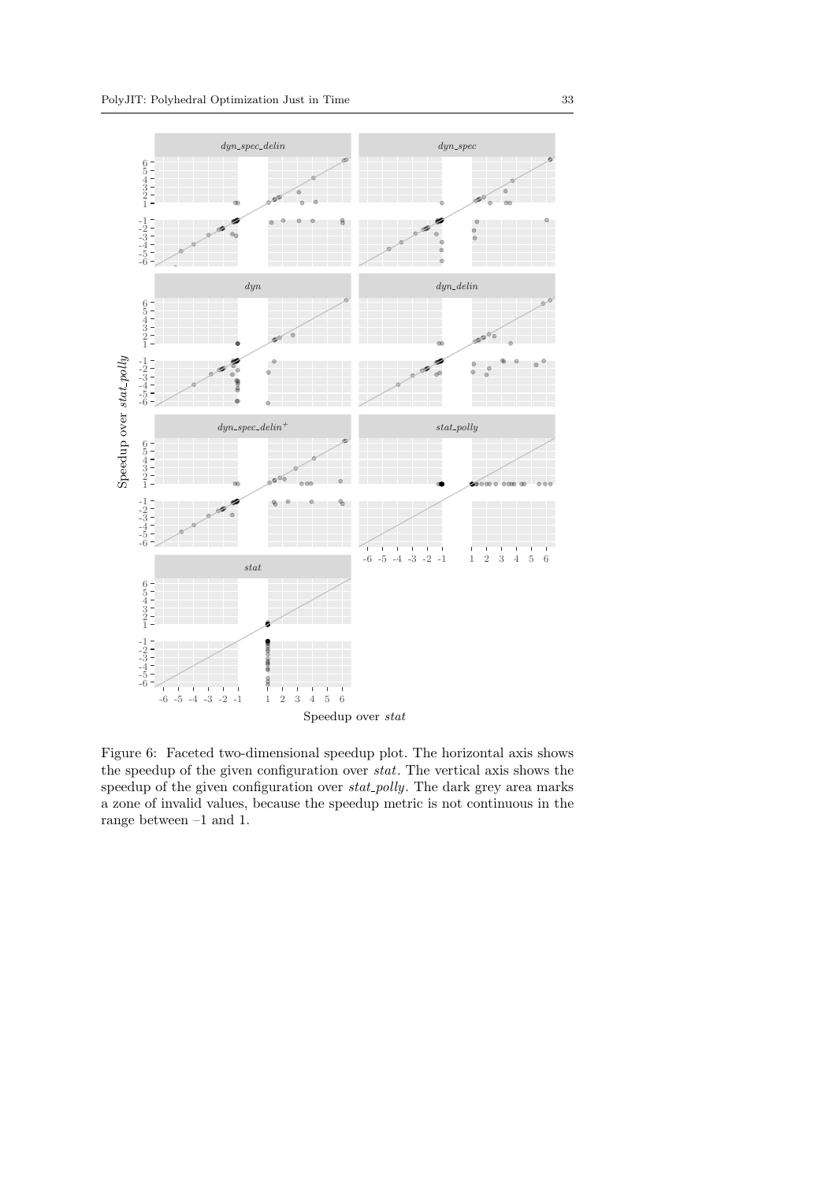dyn_spec_delin

dyn_spec

dyn

dyn_delin

dyn_spec_delin+

stat_polly

stat

Speedup over *stat_polly*

Speedup over *stat*

6 5 4 3 2 1 -1 -2 -3 -4 -5 -6

-6 -5 -4 -3 -2 -1 1 2 3 4 5 6

Figure 6: Faceted two-dimensional speedup plot. The horizontal axis shows the speedup of the given configuration over *stat*. The vertical axis shows the speedup of the given configuration over *stat_polly*. The dark grey area marks a zone of invalid values, because the speedup metric is not continuous in the range between –1 and 1.